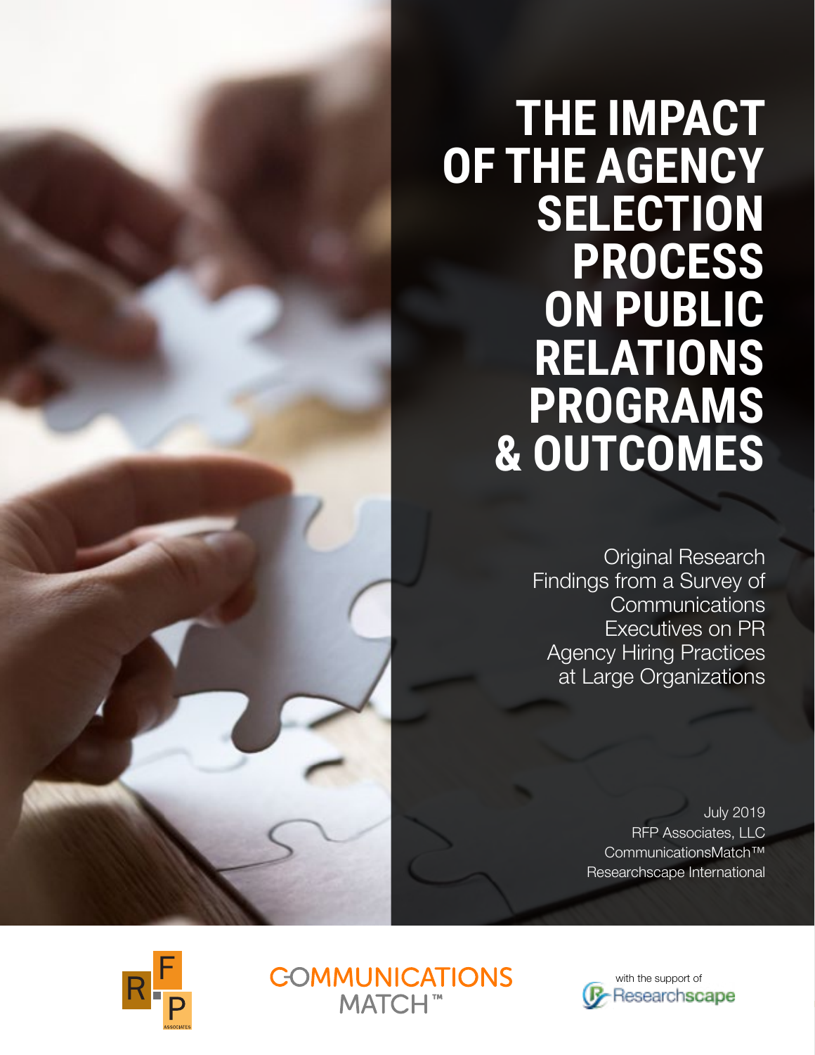# THE IMPACT OF THE AGENCY SELECTION PROCESS ON PUBLIC RELATIONS PROGRAMS & OUTCOMES

Original Research Findings from a Survey of Communications Executives on PR Agency Hiring Practices at Large Organizations

July 2019
RFP Associates, LLC
CommunicationsMatch™
Researchscape International

RFP ASSOCIATES

COMMUNICATIONS MATCH™

with the support of Researchscape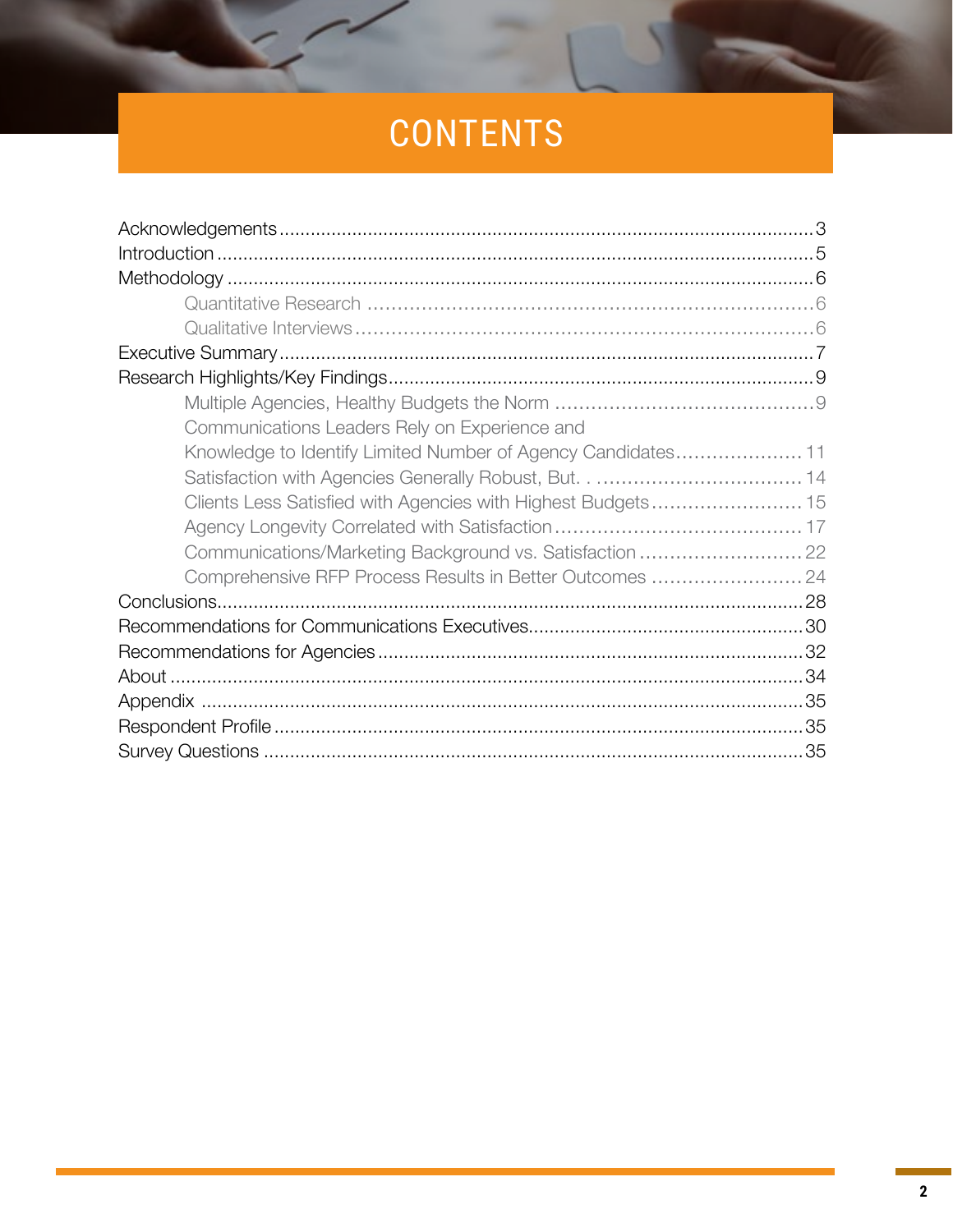# CONTENTS

- Acknowledgements ... 3
- Introduction ... 5
- Methodology ... 6
    - Quantitative Research ... 6
    - Qualitative Interviews ... 6
- Executive Summary ... 7
- Research Highlights/Key Findings ... 9
    - Multiple Agencies, Healthy Budgets the Norm ... 9
    - Communications Leaders Rely on Experience and Knowledge to Identify Limited Number of Agency Candidates ... 11
    - Satisfaction with Agencies Generally Robust, But. . ... 14
    - Clients Less Satisfied with Agencies with Highest Budgets ... 15
    - Agency Longevity Correlated with Satisfaction ... 17
    - Communications/Marketing Background vs. Satisfaction ... 22
    - Comprehensive RFP Process Results in Better Outcomes ... 24
- Conclusions ... 28
- Recommendations for Communications Executives ... 30
- Recommendations for Agencies ... 32
- About ... 34
- Appendix ... 35
- Respondent Profile ... 35
- Survey Questions ... 35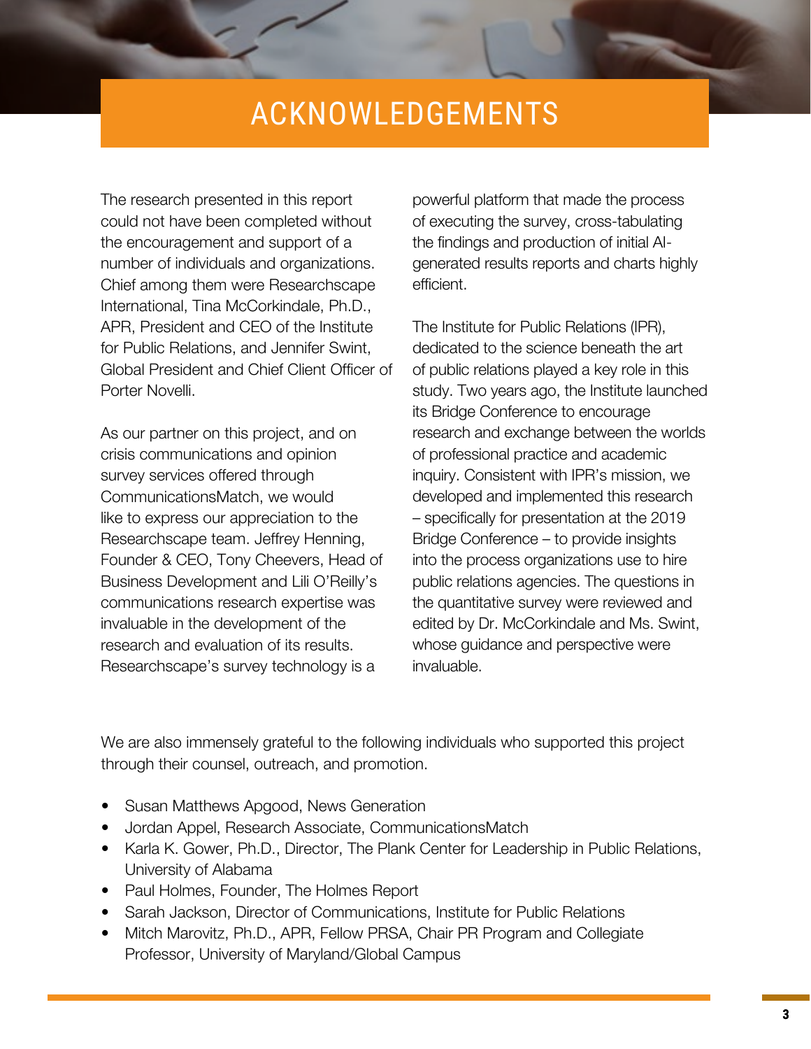# ACKNOWLEDGEMENTS

The research presented in this report could not have been completed without the encouragement and support of a number of individuals and organizations. Chief among them were Researchscape International, Tina McCorkindale, Ph.D., APR, President and CEO of the Institute for Public Relations, and Jennifer Swint, Global President and Chief Client Officer of Porter Novelli.

As our partner on this project, and on crisis communications and opinion survey services offered through CommunicationsMatch, we would like to express our appreciation to the Researchscape team. Jeffrey Henning, Founder & CEO, Tony Cheevers, Head of Business Development and Lili O'Reilly's communications research expertise was invaluable in the development of the research and evaluation of its results. Researchscape's survey technology is a powerful platform that made the process of executing the survey, cross-tabulating the findings and production of initial AI-generated results reports and charts highly efficient.

The Institute for Public Relations (IPR), dedicated to the science beneath the art of public relations played a key role in this study. Two years ago, the Institute launched its Bridge Conference to encourage research and exchange between the worlds of professional practice and academic inquiry. Consistent with IPR's mission, we developed and implemented this research – specifically for presentation at the 2019 Bridge Conference – to provide insights into the process organizations use to hire public relations agencies. The questions in the quantitative survey were reviewed and edited by Dr. McCorkindale and Ms. Swint, whose guidance and perspective were invaluable.

We are also immensely grateful to the following individuals who supported this project through their counsel, outreach, and promotion.

- Susan Matthews Apgood, News Generation
- Jordan Appel, Research Associate, CommunicationsMatch
- Karla K. Gower, Ph.D., Director, The Plank Center for Leadership in Public Relations, University of Alabama
- Paul Holmes, Founder, The Holmes Report
- Sarah Jackson, Director of Communications, Institute for Public Relations
- Mitch Marovitz, Ph.D., APR, Fellow PRSA, Chair PR Program and Collegiate Professor, University of Maryland/Global Campus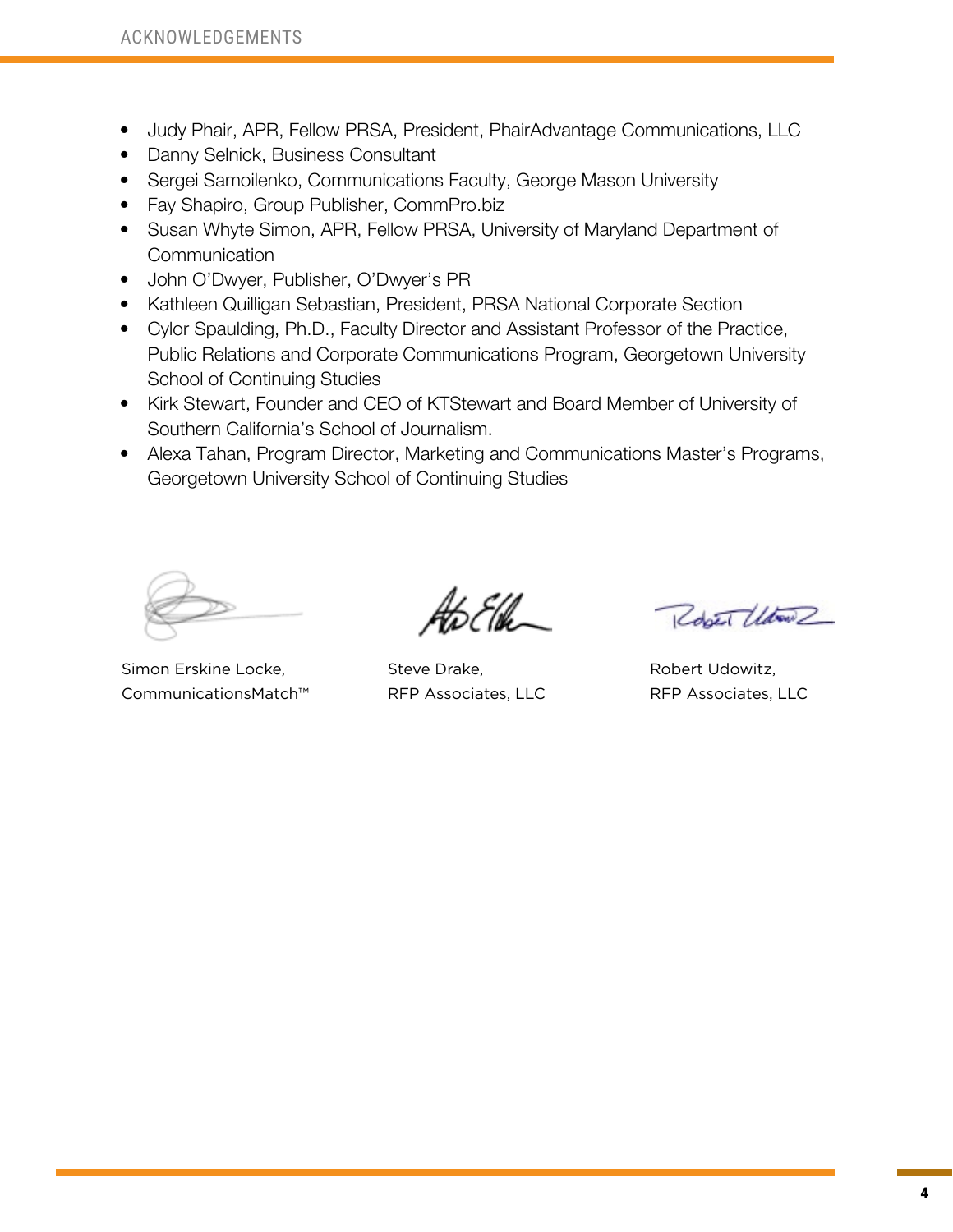- Judy Phair, APR, Fellow PRSA, President, PhairAdvantage Communications, LLC
- Danny Selnick, Business Consultant
- Sergei Samoilenko, Communications Faculty, George Mason University
- Fay Shapiro, Group Publisher, CommPro.biz
- Susan Whyte Simon, APR, Fellow PRSA, University of Maryland Department of Communication
- John O'Dwyer, Publisher, O'Dwyer's PR
- Kathleen Quilligan Sebastian, President, PRSA National Corporate Section
- Cylor Spaulding, Ph.D., Faculty Director and Assistant Professor of the Practice, Public Relations and Corporate Communications Program, Georgetown University School of Continuing Studies
- Kirk Stewart, Founder and CEO of KTStewart and Board Member of University of Southern California's School of Journalism.
- Alexa Tahan, Program Director, Marketing and Communications Master's Programs, Georgetown University School of Continuing Studies

Simon Erskine Locke,
CommunicationsMatch™

Steve Drake,
RFP Associates, LLC

Robert Udowitz,
RFP Associates, LLC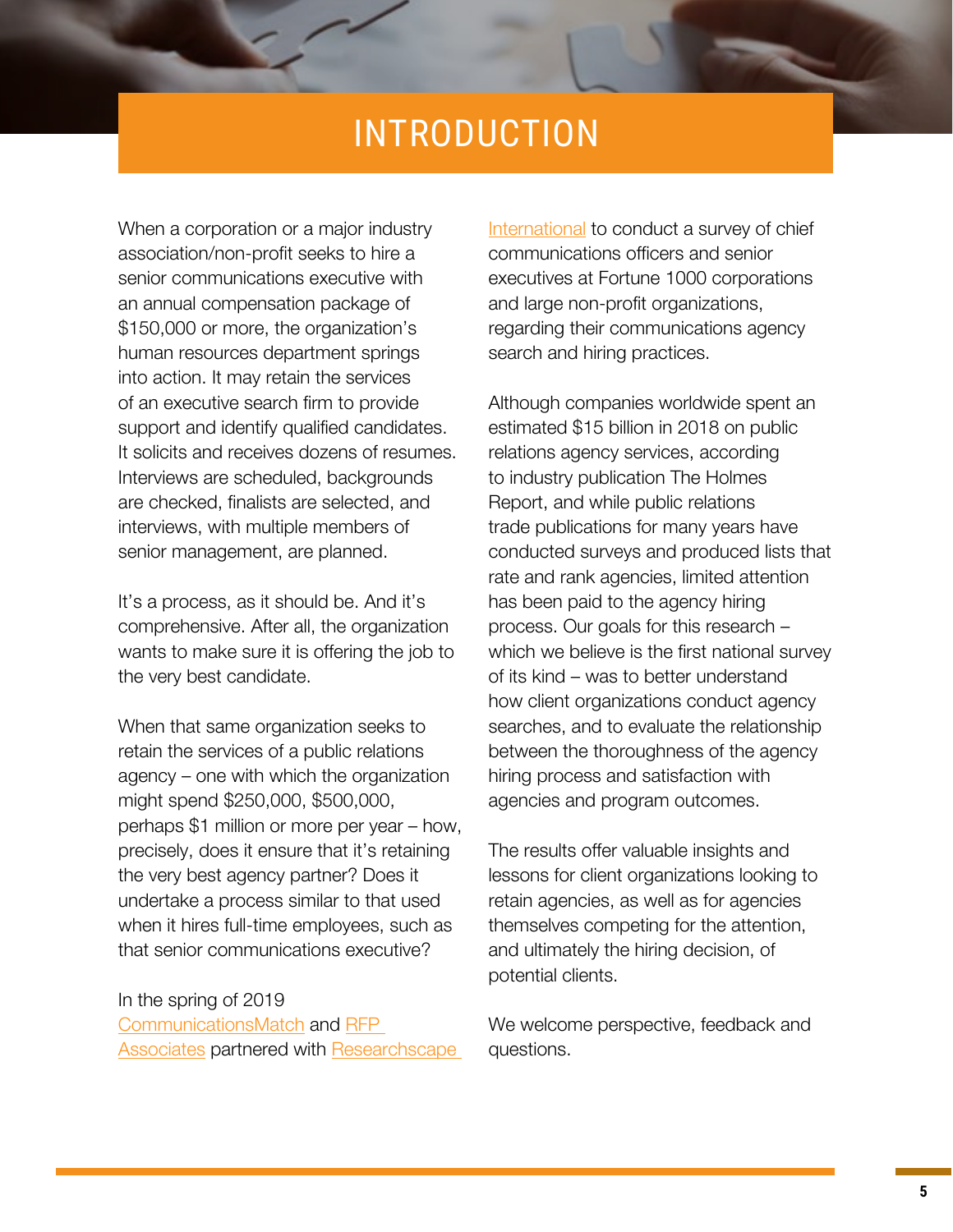# INTRODUCTION

When a corporation or a major industry association/non-profit seeks to hire a senior communications executive with an annual compensation package of $150,000 or more, the organization's human resources department springs into action. It may retain the services of an executive search firm to provide support and identify qualified candidates. It solicits and receives dozens of resumes. Interviews are scheduled, backgrounds are checked, finalists are selected, and interviews, with multiple members of senior management, are planned.

It's a process, as it should be. And it's comprehensive. After all, the organization wants to make sure it is offering the job to the very best candidate.

When that same organization seeks to retain the services of a public relations agency – one with which the organization might spend $250,000, $500,000, perhaps $1 million or more per year – how, precisely, does it ensure that it's retaining the very best agency partner? Does it undertake a process similar to that used when it hires full-time employees, such as that senior communications executive?

In the spring of 2019 CommunicationsMatch and RFP Associates partnered with Researchscape International to conduct a survey of chief communications officers and senior executives at Fortune 1000 corporations and large non-profit organizations, regarding their communications agency search and hiring practices.

Although companies worldwide spent an estimated $15 billion in 2018 on public relations agency services, according to industry publication The Holmes Report, and while public relations trade publications for many years have conducted surveys and produced lists that rate and rank agencies, limited attention has been paid to the agency hiring process. Our goals for this research – which we believe is the first national survey of its kind – was to better understand how client organizations conduct agency searches, and to evaluate the relationship between the thoroughness of the agency hiring process and satisfaction with agencies and program outcomes.

The results offer valuable insights and lessons for client organizations looking to retain agencies, as well as for agencies themselves competing for the attention, and ultimately the hiring decision, of potential clients.

We welcome perspective, feedback and questions.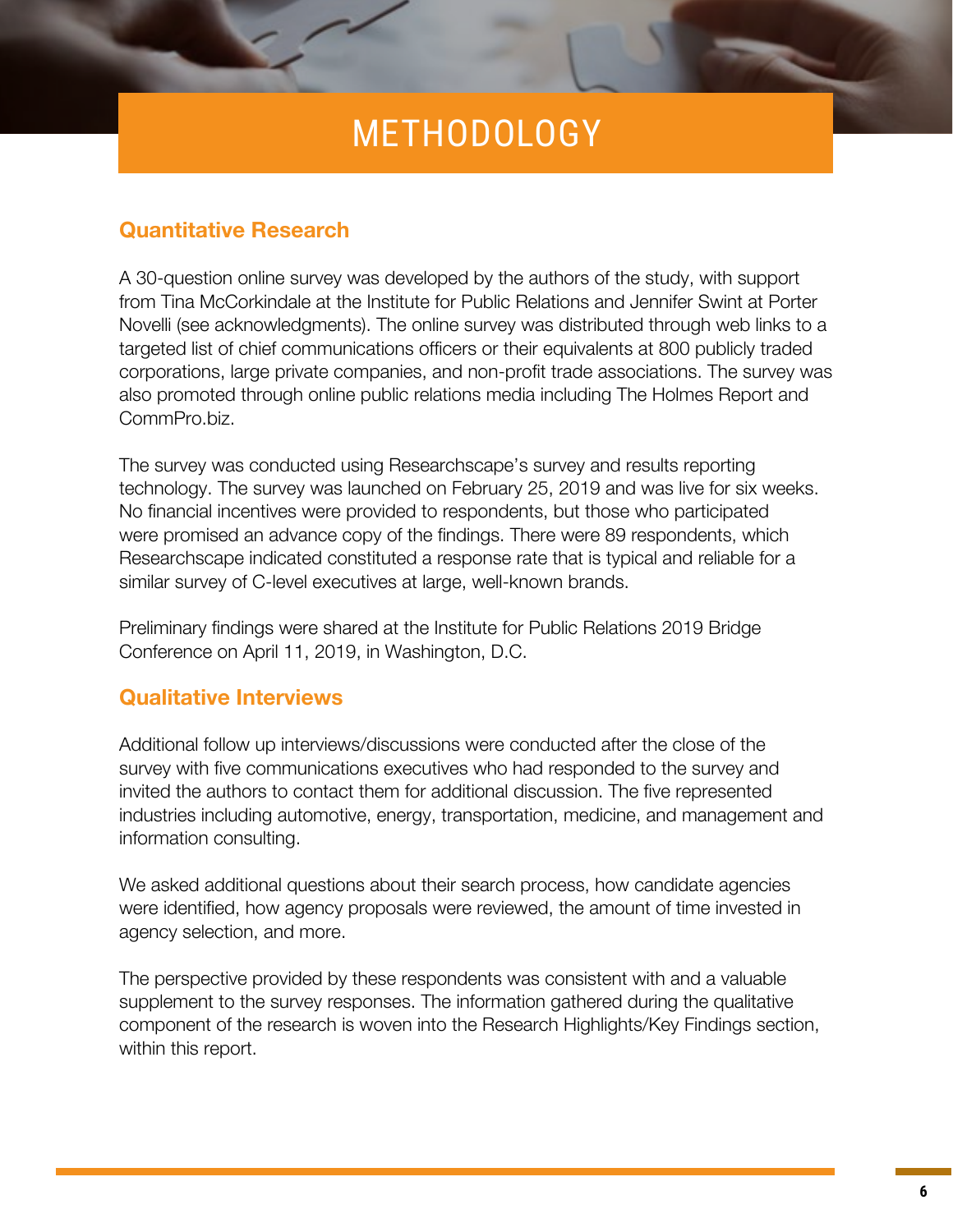# METHODOLOGY

## Quantitative Research

A 30-question online survey was developed by the authors of the study, with support from Tina McCorkindale at the Institute for Public Relations and Jennifer Swint at Porter Novelli (see acknowledgments). The online survey was distributed through web links to a targeted list of chief communications officers or their equivalents at 800 publicly traded corporations, large private companies, and non-profit trade associations. The survey was also promoted through online public relations media including The Holmes Report and CommPro.biz.

The survey was conducted using Researchscape's survey and results reporting technology. The survey was launched on February 25, 2019 and was live for six weeks. No financial incentives were provided to respondents, but those who participated were promised an advance copy of the findings. There were 89 respondents, which Researchscape indicated constituted a response rate that is typical and reliable for a similar survey of C-level executives at large, well-known brands.

Preliminary findings were shared at the Institute for Public Relations 2019 Bridge Conference on April 11, 2019, in Washington, D.C.

## Qualitative Interviews

Additional follow up interviews/discussions were conducted after the close of the survey with five communications executives who had responded to the survey and invited the authors to contact them for additional discussion. The five represented industries including automotive, energy, transportation, medicine, and management and information consulting.

We asked additional questions about their search process, how candidate agencies were identified, how agency proposals were reviewed, the amount of time invested in agency selection, and more.

The perspective provided by these respondents was consistent with and a valuable supplement to the survey responses. The information gathered during the qualitative component of the research is woven into the Research Highlights/Key Findings section, within this report.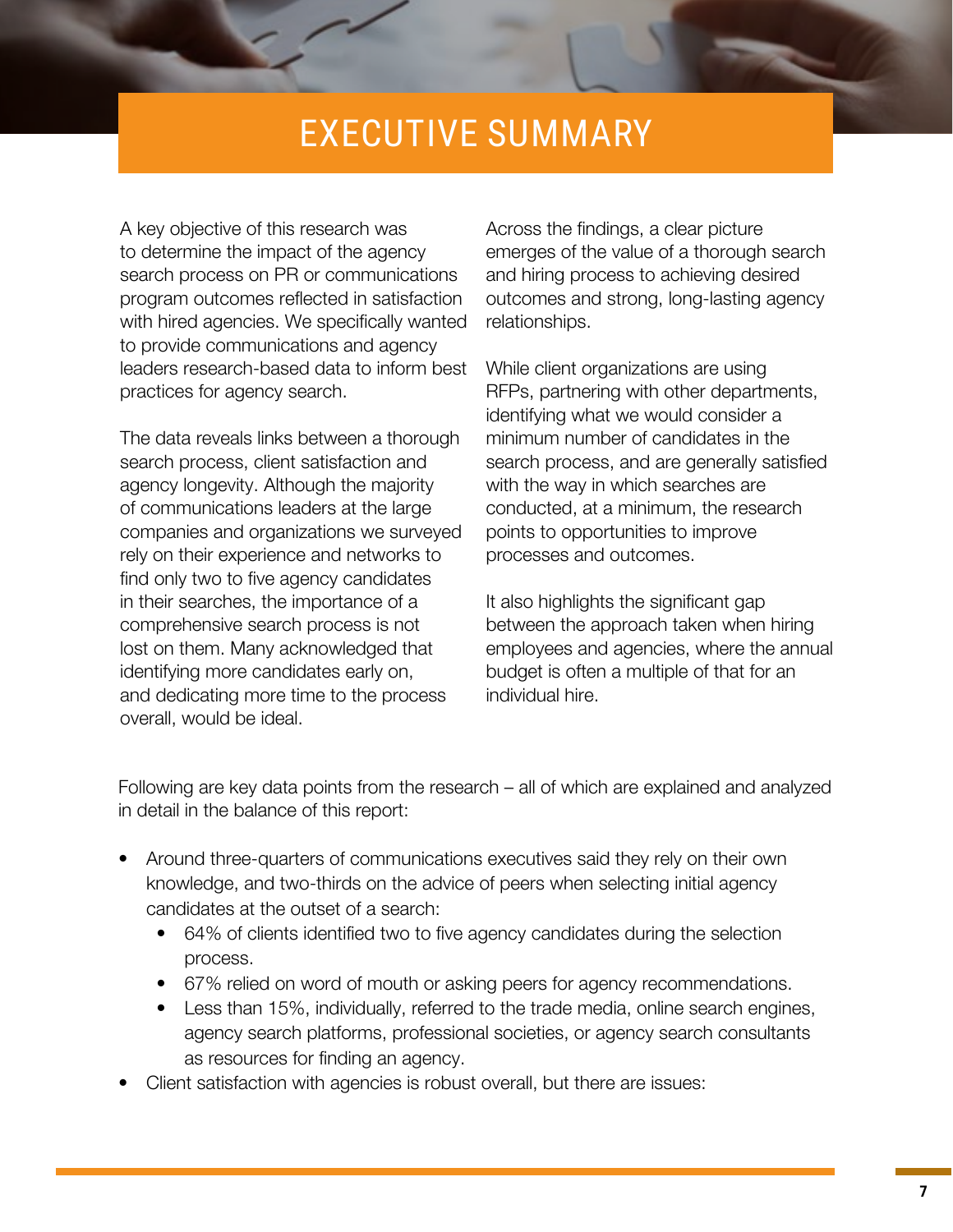# EXECUTIVE SUMMARY

A key objective of this research was to determine the impact of the agency search process on PR or communications program outcomes reflected in satisfaction with hired agencies. We specifically wanted to provide communications and agency leaders research-based data to inform best practices for agency search.

The data reveals links between a thorough search process, client satisfaction and agency longevity. Although the majority of communications leaders at the large companies and organizations we surveyed rely on their experience and networks to find only two to five agency candidates in their searches, the importance of a comprehensive search process is not lost on them. Many acknowledged that identifying more candidates early on, and dedicating more time to the process overall, would be ideal.

Across the findings, a clear picture emerges of the value of a thorough search and hiring process to achieving desired outcomes and strong, long-lasting agency relationships.

While client organizations are using RFPs, partnering with other departments, identifying what we would consider a minimum number of candidates in the search process, and are generally satisfied with the way in which searches are conducted, at a minimum, the research points to opportunities to improve processes and outcomes.

It also highlights the significant gap between the approach taken when hiring employees and agencies, where the annual budget is often a multiple of that for an individual hire.

Following are key data points from the research – all of which are explained and analyzed in detail in the balance of this report:

- Around three-quarters of communications executives said they rely on their own knowledge, and two-thirds on the advice of peers when selecting initial agency candidates at the outset of a search:
  - 64% of clients identified two to five agency candidates during the selection process.
  - 67% relied on word of mouth or asking peers for agency recommendations.
  - Less than 15%, individually, referred to the trade media, online search engines, agency search platforms, professional societies, or agency search consultants as resources for finding an agency.
- Client satisfaction with agencies is robust overall, but there are issues: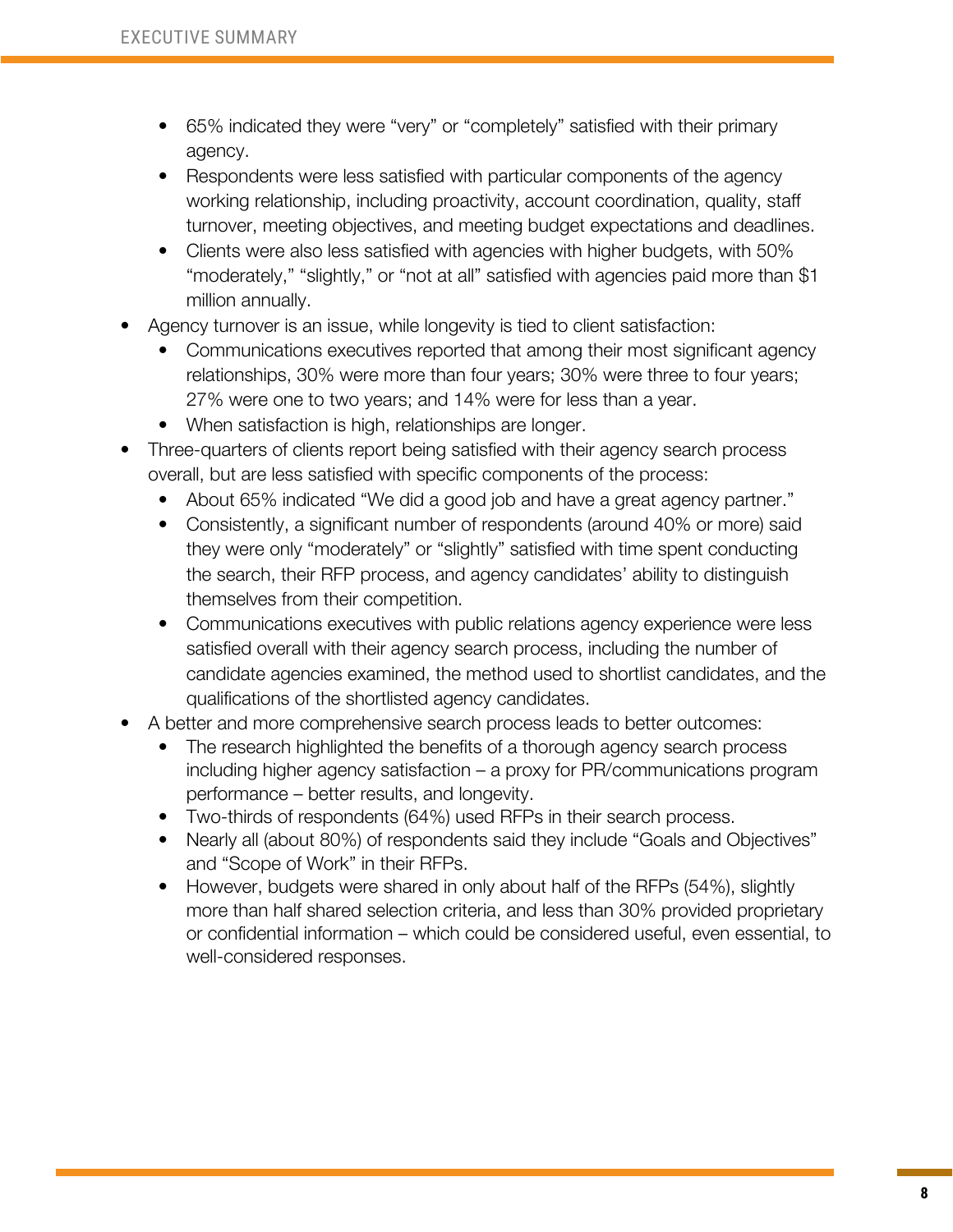- 65% indicated they were "very" or "completely" satisfied with their primary agency.
  - Respondents were less satisfied with particular components of the agency working relationship, including proactivity, account coordination, quality, staff turnover, meeting objectives, and meeting budget expectations and deadlines.
  - Clients were also less satisfied with agencies with higher budgets, with 50% "moderately," "slightly," or "not at all" satisfied with agencies paid more than $1 million annually.
- Agency turnover is an issue, while longevity is tied to client satisfaction:
  - Communications executives reported that among their most significant agency relationships, 30% were more than four years; 30% were three to four years; 27% were one to two years; and 14% were for less than a year.
  - When satisfaction is high, relationships are longer.
- Three-quarters of clients report being satisfied with their agency search process overall, but are less satisfied with specific components of the process:
  - About 65% indicated "We did a good job and have a great agency partner."
  - Consistently, a significant number of respondents (around 40% or more) said they were only "moderately" or "slightly" satisfied with time spent conducting the search, their RFP process, and agency candidates' ability to distinguish themselves from their competition.
  - Communications executives with public relations agency experience were less satisfied overall with their agency search process, including the number of candidate agencies examined, the method used to shortlist candidates, and the qualifications of the shortlisted agency candidates.
- A better and more comprehensive search process leads to better outcomes:
  - The research highlighted the benefits of a thorough agency search process including higher agency satisfaction – a proxy for PR/communications program performance – better results, and longevity.
  - Two-thirds of respondents (64%) used RFPs in their search process.
  - Nearly all (about 80%) of respondents said they include "Goals and Objectives" and "Scope of Work" in their RFPs.
  - However, budgets were shared in only about half of the RFPs (54%), slightly more than half shared selection criteria, and less than 30% provided proprietary or confidential information – which could be considered useful, even essential, to well-considered responses.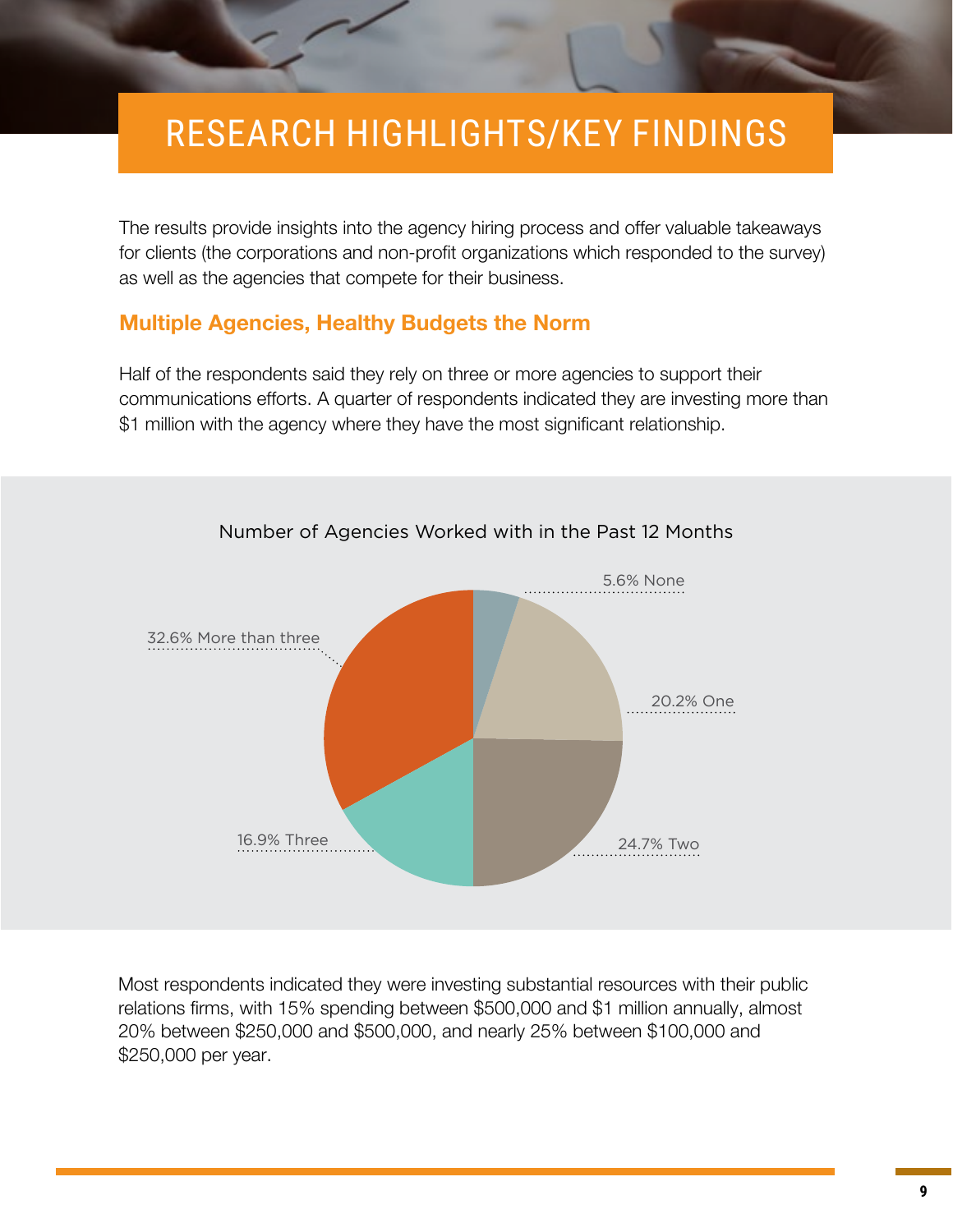# RESEARCH HIGHLIGHTS/KEY FINDINGS

The results provide insights into the agency hiring process and offer valuable takeaways for clients (the corporations and non-profit organizations which responded to the survey) as well as the agencies that compete for their business.

## Multiple Agencies, Healthy Budgets the Norm

Half of the respondents said they rely on three or more agencies to support their communications efforts. A quarter of respondents indicated they are investing more than $1 million with the agency where they have the most significant relationship.

Number of Agencies Worked with in the Past 12 Months

| Number of Agencies | Percentage |
| --- | --- |
| None | 5.6% |
| One | 20.2% |
| Two | 24.7% |
| Three | 16.9% |
| More than three | 32.6% |

Most respondents indicated they were investing substantial resources with their public relations firms, with 15% spending between $500,000 and $1 million annually, almost 20% between $250,000 and $500,000, and nearly 25% between $100,000 and $250,000 per year.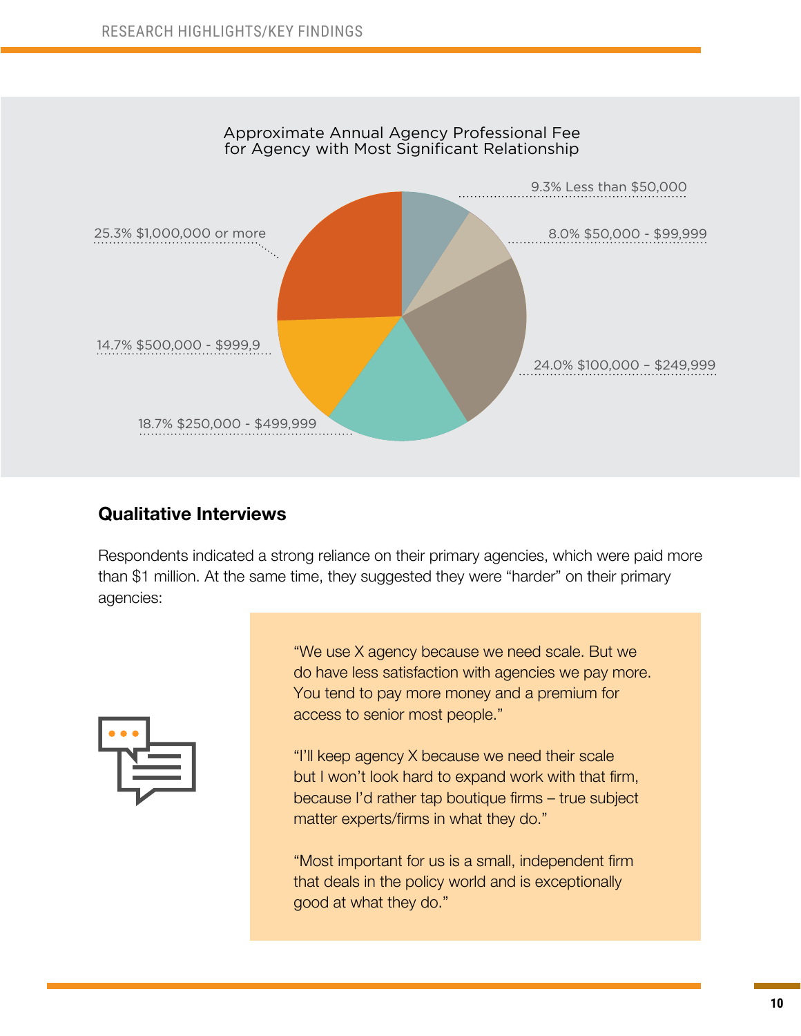Approximate Annual Agency Professional Fee for Agency with Most Significant Relationship

- 9.3% Less than $50,000
- 8.0% $50,000 - $99,999
- 24.0% $100,000 – $249,999
- 18.7% $250,000 - $499,999
- 14.7% $500,000 - $999,9
- 25.3% $1,000,000 or more

## Qualitative Interviews

Respondents indicated a strong reliance on their primary agencies, which were paid more than $1 million. At the same time, they suggested they were "harder" on their primary agencies:

> "We use X agency because we need scale. But we do have less satisfaction with agencies we pay more. You tend to pay more money and a premium for access to senior most people."
>
> "I'll keep agency X because we need their scale but I won't look hard to expand work with that firm, because I'd rather tap boutique firms – true subject matter experts/firms in what they do."
>
> "Most important for us is a small, independent firm that deals in the policy world and is exceptionally good at what they do."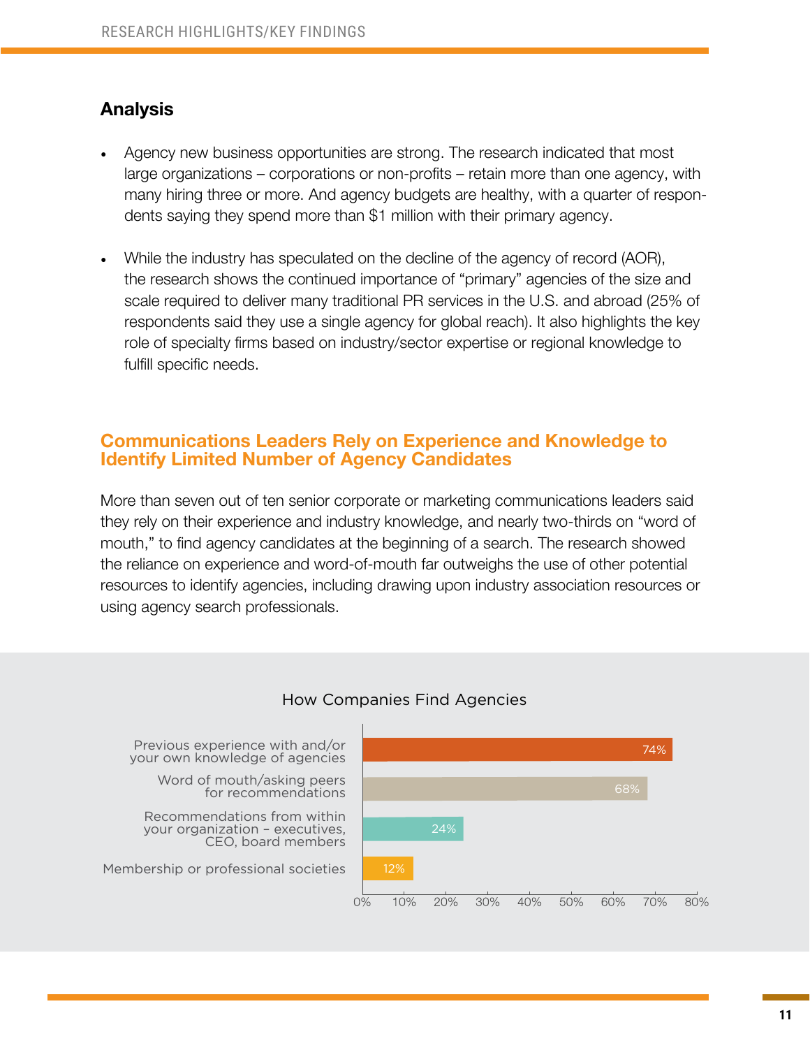## Analysis

- Agency new business opportunities are strong. The research indicated that most large organizations – corporations or non-profits – retain more than one agency, with many hiring three or more. And agency budgets are healthy, with a quarter of respondents saying they spend more than $1 million with their primary agency.

- While the industry has speculated on the decline of the agency of record (AOR), the research shows the continued importance of "primary" agencies of the size and scale required to deliver many traditional PR services in the U.S. and abroad (25% of respondents said they use a single agency for global reach). It also highlights the key role of specialty firms based on industry/sector expertise or regional knowledge to fulfill specific needs.

## Communications Leaders Rely on Experience and Knowledge to Identify Limited Number of Agency Candidates

More than seven out of ten senior corporate or marketing communications leaders said they rely on their experience and industry knowledge, and nearly two-thirds on "word of mouth," to find agency candidates at the beginning of a search. The research showed the reliance on experience and word-of-mouth far outweighs the use of other potential resources to identify agencies, including drawing upon industry association resources or using agency search professionals.

**How Companies Find Agencies**

| Source | Percentage |
| --- | --- |
| Previous experience with and/or your own knowledge of agencies | 74% |
| Word of mouth/asking peers for recommendations | 68% |
| Recommendations from within your organization – executives, CEO, board members | 24% |
| Membership or professional societies | 12% |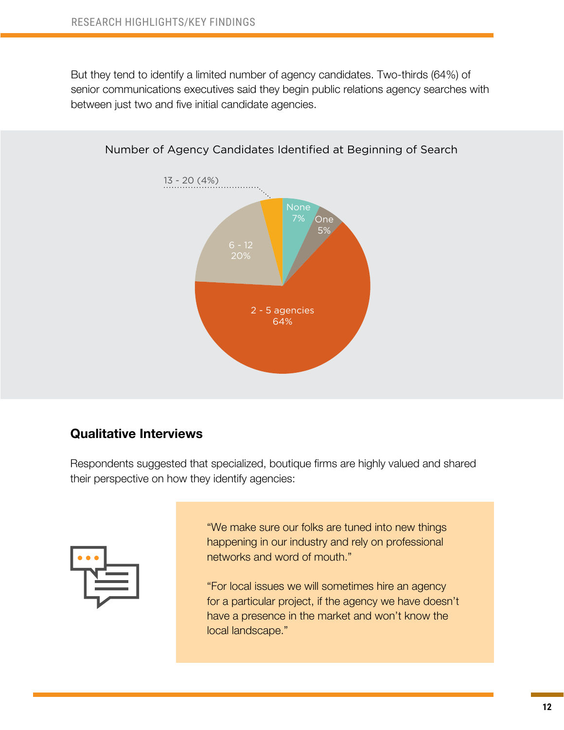But they tend to identify a limited number of agency candidates. Two-thirds (64%) of senior communications executives said they begin public relations agency searches with between just two and five initial candidate agencies.

Number of Agency Candidates Identified at Beginning of Search

| Number of agencies | Percent |
|---|---|
| None | 7% |
| One | 5% |
| 2 - 5 agencies | 64% |
| 6 - 12 | 20% |
| 13 - 20 | 4% |

## Qualitative Interviews

Respondents suggested that specialized, boutique firms are highly valued and shared their perspective on how they identify agencies:

> "We make sure our folks are tuned into new things happening in our industry and rely on professional networks and word of mouth."
>
> "For local issues we will sometimes hire an agency for a particular project, if the agency we have doesn't have a presence in the market and won't know the local landscape."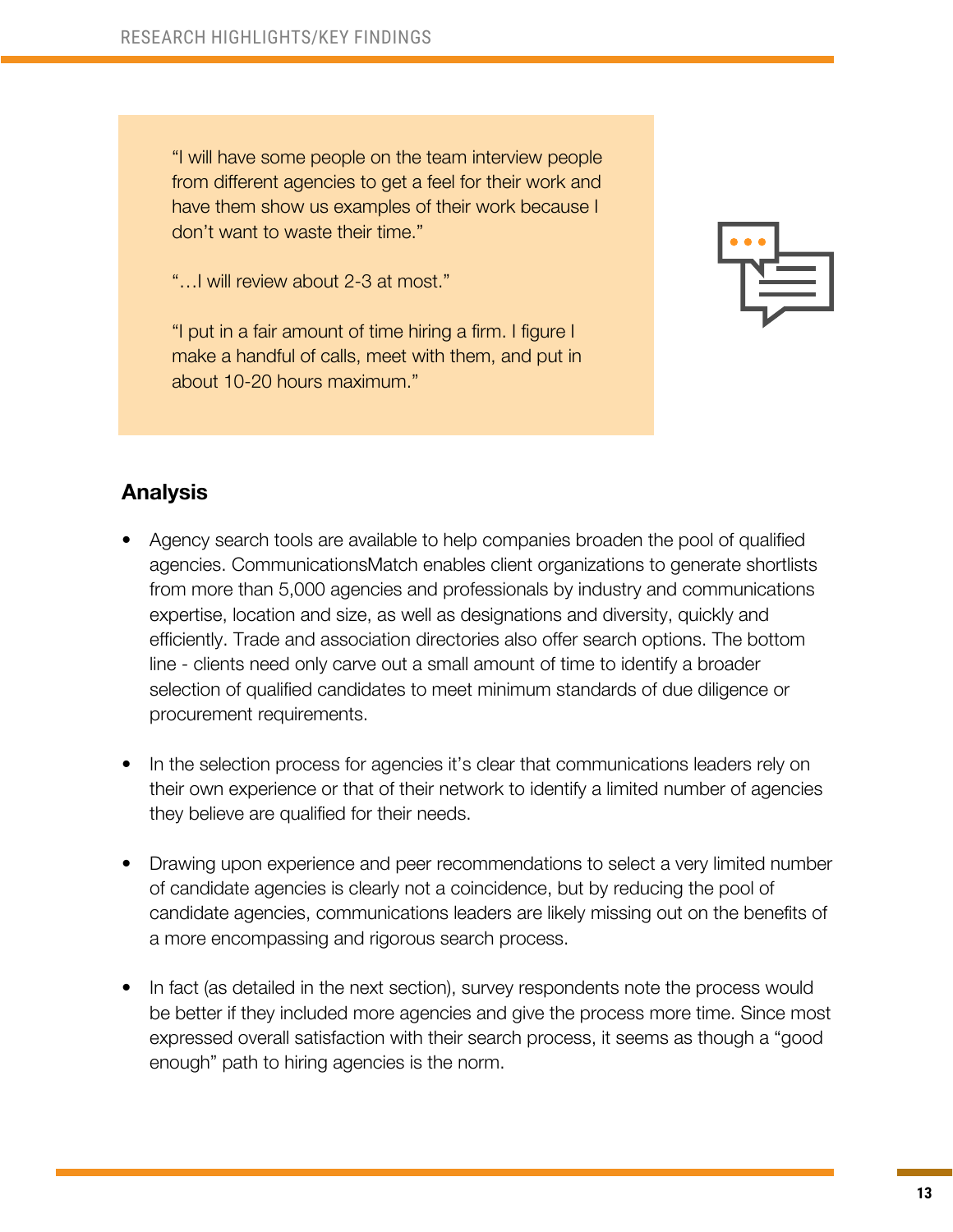"I will have some people on the team interview people from different agencies to get a feel for their work and have them show us examples of their work because I don't want to waste their time."

"…I will review about 2-3 at most."

"I put in a fair amount of time hiring a firm. I figure I make a handful of calls, meet with them, and put in about 10-20 hours maximum."

## Analysis

- Agency search tools are available to help companies broaden the pool of qualified agencies. CommunicationsMatch enables client organizations to generate shortlists from more than 5,000 agencies and professionals by industry and communications expertise, location and size, as well as designations and diversity, quickly and efficiently. Trade and association directories also offer search options. The bottom line - clients need only carve out a small amount of time to identify a broader selection of qualified candidates to meet minimum standards of due diligence or procurement requirements.

- In the selection process for agencies it's clear that communications leaders rely on their own experience or that of their network to identify a limited number of agencies they believe are qualified for their needs.

- Drawing upon experience and peer recommendations to select a very limited number of candidate agencies is clearly not a coincidence, but by reducing the pool of candidate agencies, communications leaders are likely missing out on the benefits of a more encompassing and rigorous search process.

- In fact (as detailed in the next section), survey respondents note the process would be better if they included more agencies and give the process more time. Since most expressed overall satisfaction with their search process, it seems as though a "good enough" path to hiring agencies is the norm.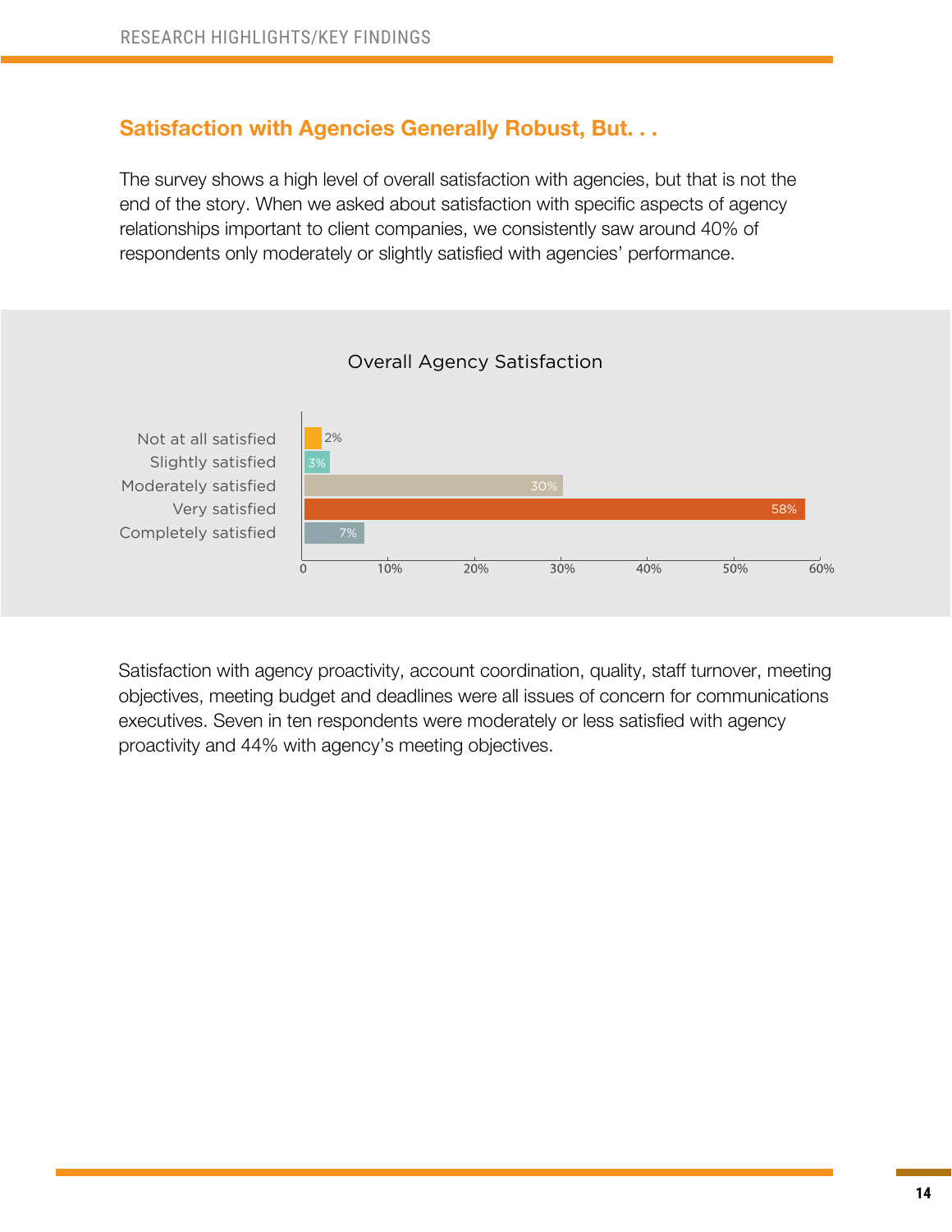## Satisfaction with Agencies Generally Robust, But. . .

The survey shows a high level of overall satisfaction with agencies, but that is not the end of the story. When we asked about satisfaction with specific aspects of agency relationships important to client companies, we consistently saw around 40% of respondents only moderately or slightly satisfied with agencies' performance.

**Overall Agency Satisfaction**

| Response | Percentage |
|---|---|
| Not at all satisfied | 2% |
| Slightly satisfied | 3% |
| Moderately satisfied | 30% |
| Very satisfied | 58% |
| Completely satisfied | 7% |

Satisfaction with agency proactivity, account coordination, quality, staff turnover, meeting objectives, meeting budget and deadlines were all issues of concern for communications executives. Seven in ten respondents were moderately or less satisfied with agency proactivity and 44% with agency's meeting objectives.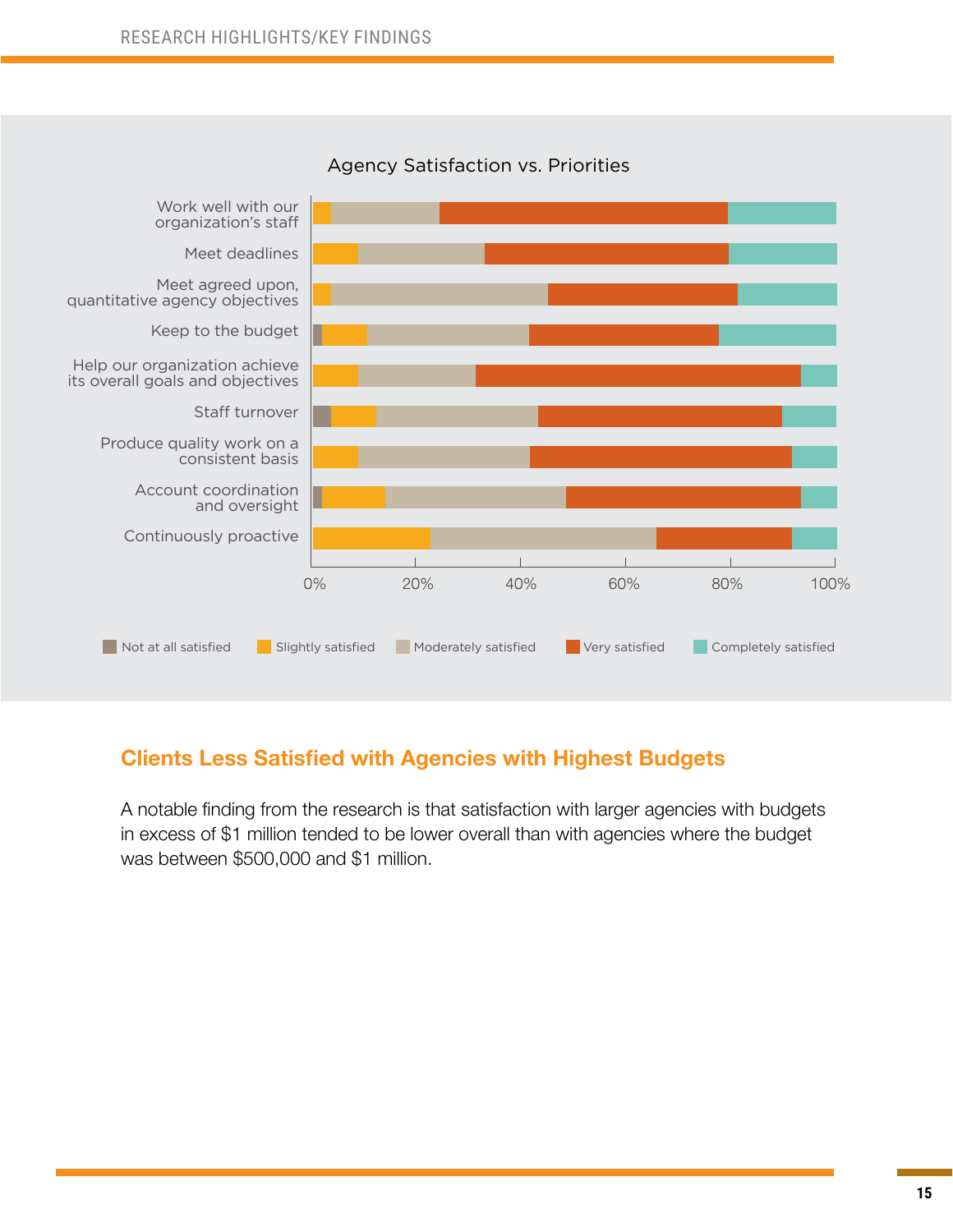Agency Satisfaction vs. Priorities

Work well with our organization's staff

Meet deadlines

Meet agreed upon, quantitative agency objectives

Keep to the budget

Help our organization achieve its overall goals and objectives

Staff turnover

Produce quality work on a consistent basis

Account coordination and oversight

Continuously proactive

0% 20% 40% 60% 80% 100%

Not at all satisfied | Slightly satisfied | Moderately satisfied | Very satisfied | Completely satisfied

## Clients Less Satisfied with Agencies with Highest Budgets

A notable finding from the research is that satisfaction with larger agencies with budgets in excess of $1 million tended to be lower overall than with agencies where the budget was between $500,000 and $1 million.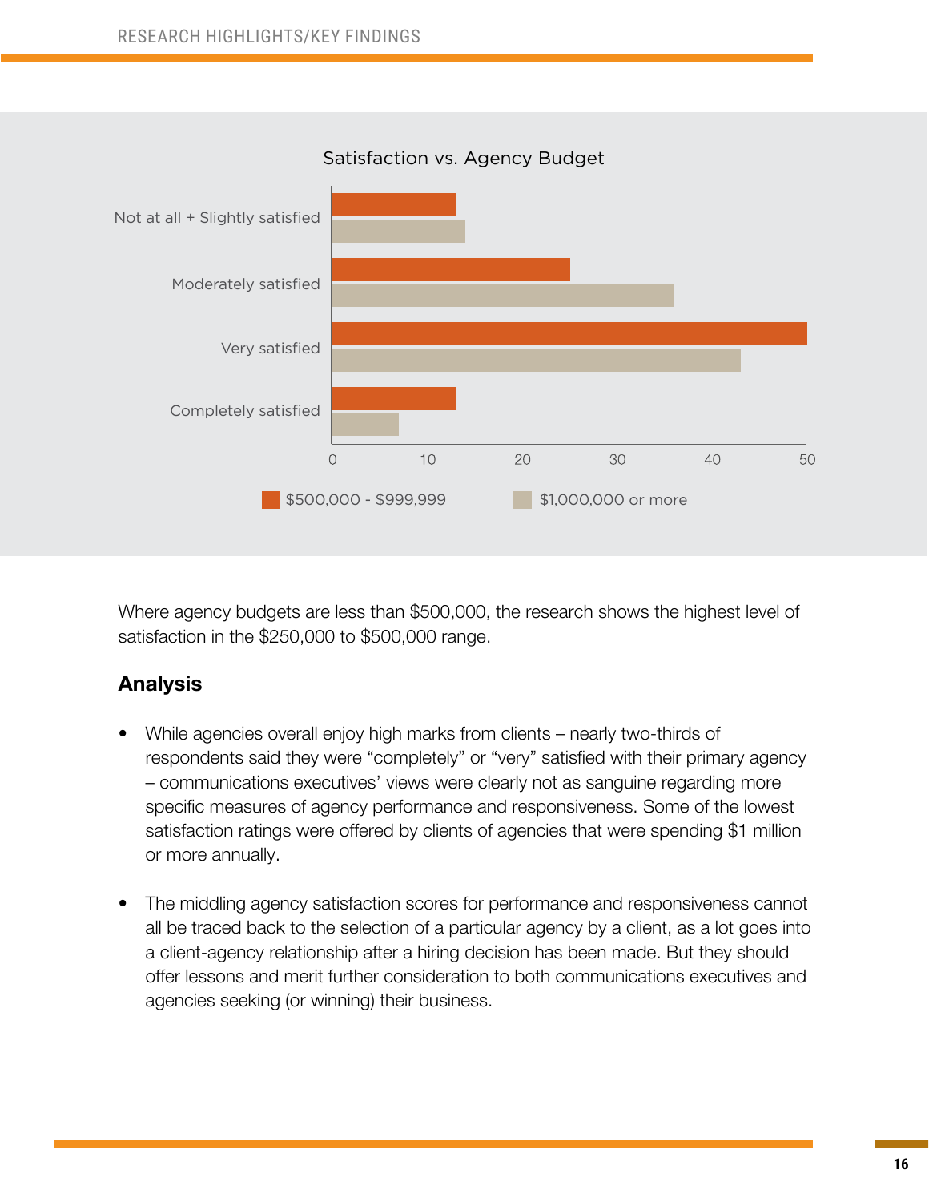Satisfaction vs. Agency Budget

Where agency budgets are less than $500,000, the research shows the highest level of satisfaction in the $250,000 to $500,000 range.

## Analysis

- While agencies overall enjoy high marks from clients – nearly two-thirds of respondents said they were “completely” or “very” satisfied with their primary agency – communications executives’ views were clearly not as sanguine regarding more specific measures of agency performance and responsiveness. Some of the lowest satisfaction ratings were offered by clients of agencies that were spending $1 million or more annually.

- The middling agency satisfaction scores for performance and responsiveness cannot all be traced back to the selection of a particular agency by a client, as a lot goes into a client-agency relationship after a hiring decision has been made. But they should offer lessons and merit further consideration to both communications executives and agencies seeking (or winning) their business.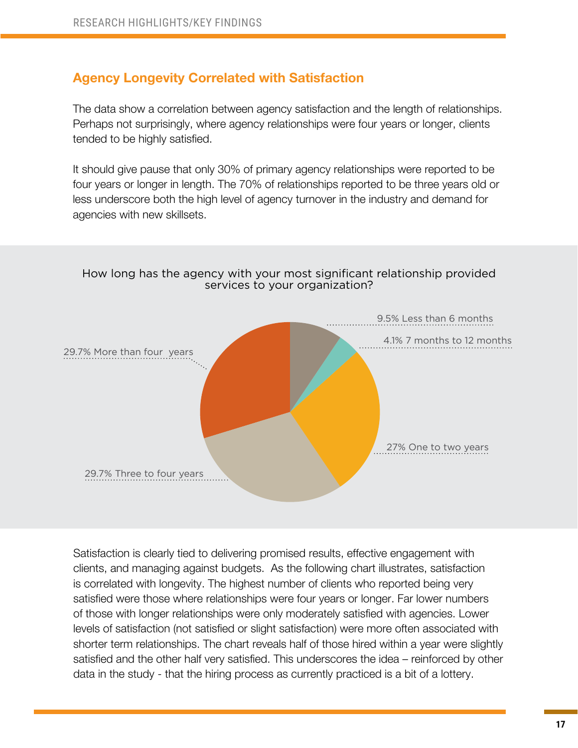## Agency Longevity Correlated with Satisfaction

The data show a correlation between agency satisfaction and the length of relationships. Perhaps not surprisingly, where agency relationships were four years or longer, clients tended to be highly satisfied.

It should give pause that only 30% of primary agency relationships were reported to be four years or longer in length. The 70% of relationships reported to be three years old or less underscore both the high level of agency turnover in the industry and demand for agencies with new skillsets.

How long has the agency with your most significant relationship provided services to your organization?

9.5% Less than 6 months

4.1% 7 months to 12 months

27% One to two years

29.7% Three to four years

29.7% More than four years

Satisfaction is clearly tied to delivering promised results, effective engagement with clients, and managing against budgets. As the following chart illustrates, satisfaction is correlated with longevity. The highest number of clients who reported being very satisfied were those where relationships were four years or longer. Far lower numbers of those with longer relationships were only moderately satisfied with agencies. Lower levels of satisfaction (not satisfied or slight satisfaction) were more often associated with shorter term relationships. The chart reveals half of those hired within a year were slightly satisfied and the other half very satisfied. This underscores the idea – reinforced by other data in the study - that the hiring process as currently practiced is a bit of a lottery.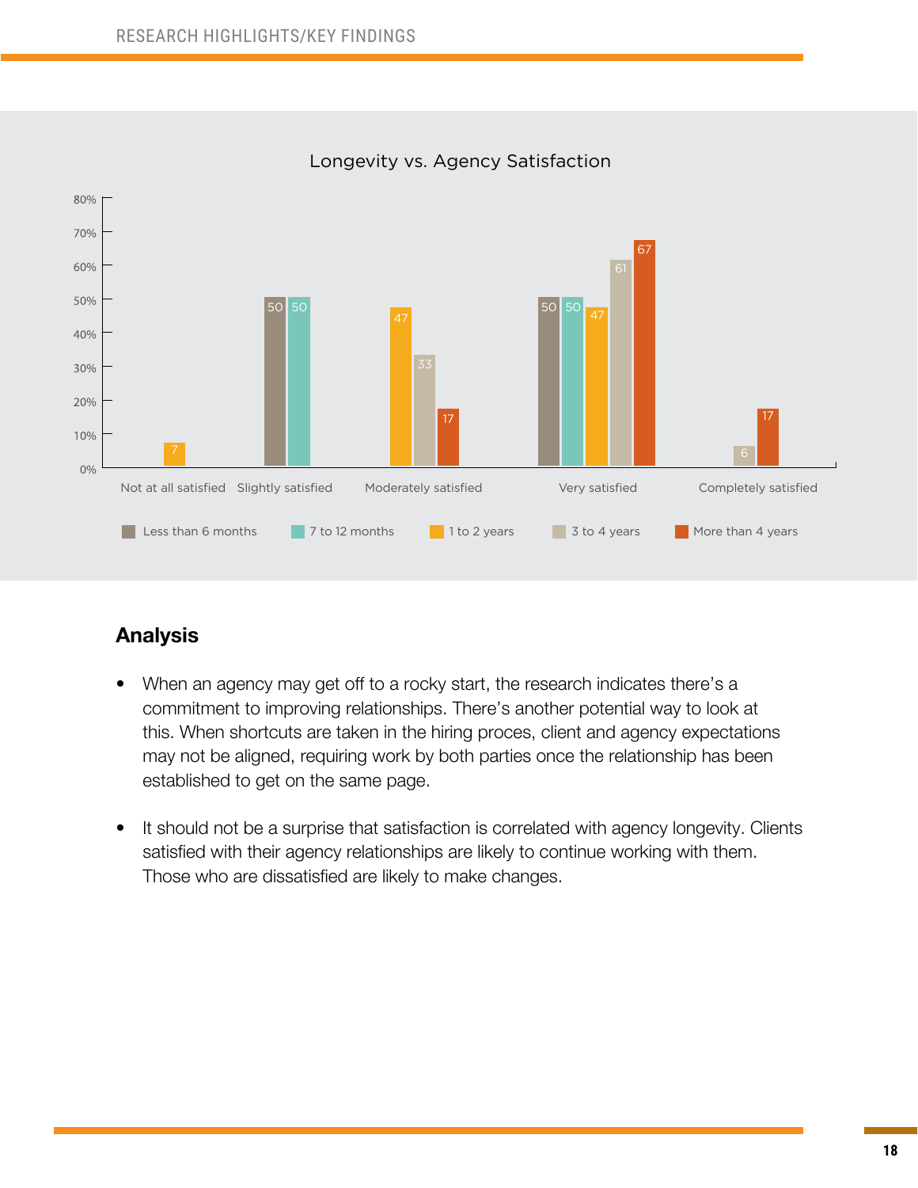Longevity vs. Agency Satisfaction

| | Less than 6 months | 7 to 12 months | 1 to 2 years | 3 to 4 years | More than 4 years |
|---|---|---|---|---|---|
| Not at all satisfied | | | 7 | | |
| Slightly satisfied | 50 | 50 | | | |
| Moderately satisfied | | | 47 | 33 | 17 |
| Very satisfied | 50 | 50 | 47 | 61 | 67 |
| Completely satisfied | | | | 6 | 17 |

## Analysis

- When an agency may get off to a rocky start, the research indicates there's a commitment to improving relationships. There's another potential way to look at this. When shortcuts are taken in the hiring proces, client and agency expectations may not be aligned, requiring work by both parties once the relationship has been established to get on the same page.
- It should not be a surprise that satisfaction is correlated with agency longevity. Clients satisfied with their agency relationships are likely to continue working with them. Those who are dissatisfied are likely to make changes.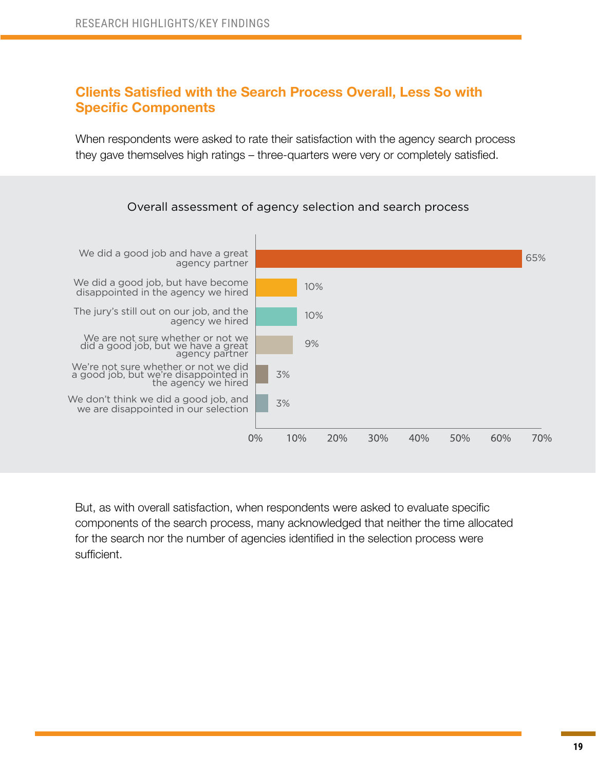## Clients Satisfied with the Search Process Overall, Less So with Specific Components

When respondents were asked to rate their satisfaction with the agency search process they gave themselves high ratings – three-quarters were very or completely satisfied.

Overall assessment of agency selection and search process

| Response | Percentage |
| --- | --- |
| We did a good job and have a great agency partner | 65% |
| We did a good job, but have become disappointed in the agency we hired | 10% |
| The jury's still out on our job, and the agency we hired | 10% |
| We are not sure whether or not we did a good job, but we have a great agency partner | 9% |
| We're not sure whether or not we did a good job, but we're disappointed in the agency we hired | 3% |
| We don't think we did a good job, and we are disappointed in our selection | 3% |

But, as with overall satisfaction, when respondents were asked to evaluate specific components of the search process, many acknowledged that neither the time allocated for the search nor the number of agencies identified in the selection process were sufficient.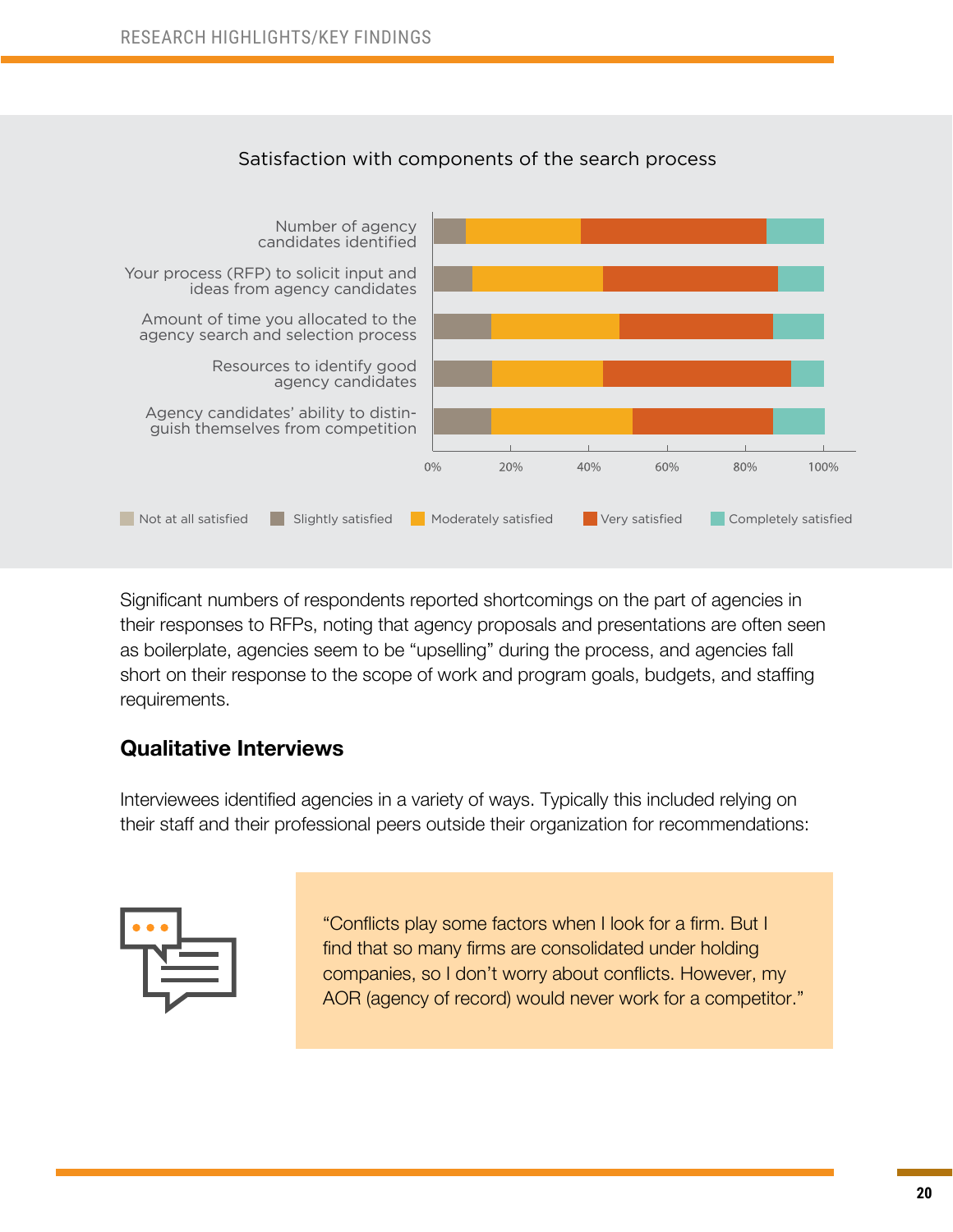Satisfaction with components of the search process

| | Not at all satisfied | Slightly satisfied | Moderately satisfied | Very satisfied | Completely satisfied |
|---|---|---|---|---|---|
| Number of agency candidates identified | | | | | |
| Your process (RFP) to solicit input and ideas from agency candidates | | | | | |
| Amount of time you allocated to the agency search and selection process | | | | | |
| Resources to identify good agency candidates | | | | | |
| Agency candidates' ability to distinguish themselves from competition | | | | | |

Significant numbers of respondents reported shortcomings on the part of agencies in their responses to RFPs, noting that agency proposals and presentations are often seen as boilerplate, agencies seem to be "upselling" during the process, and agencies fall short on their response to the scope of work and program goals, budgets, and staffing requirements.

## Qualitative Interviews

Interviewees identified agencies in a variety of ways. Typically this included relying on their staff and their professional peers outside their organization for recommendations:

> "Conflicts play some factors when I look for a firm. But I find that so many firms are consolidated under holding companies, so I don't worry about conflicts. However, my AOR (agency of record) would never work for a competitor."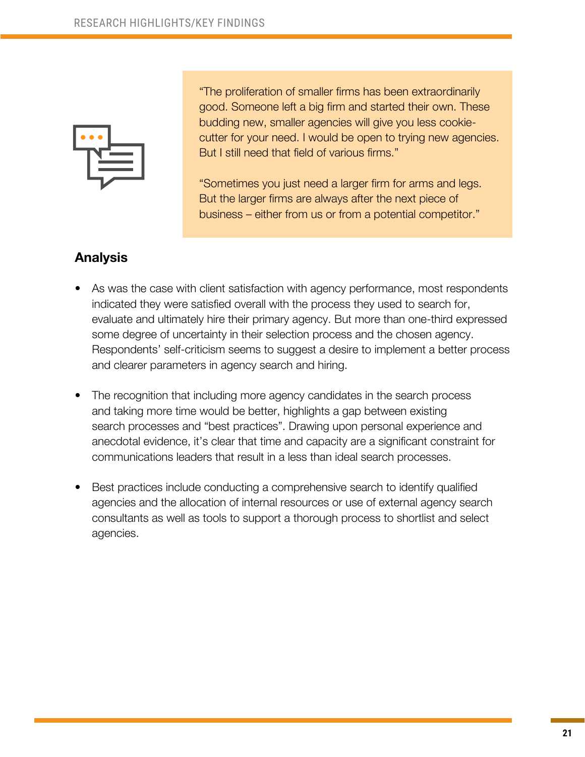> "The proliferation of smaller firms has been extraordinarily good. Someone left a big firm and started their own. These budding new, smaller agencies will give you less cookie-cutter for your need. I would be open to trying new agencies. But I still need that field of various firms."
>
> "Sometimes you just need a larger firm for arms and legs. But the larger firms are always after the next piece of business – either from us or from a potential competitor."

## Analysis

- As was the case with client satisfaction with agency performance, most respondents indicated they were satisfied overall with the process they used to search for, evaluate and ultimately hire their primary agency. But more than one-third expressed some degree of uncertainty in their selection process and the chosen agency. Respondents' self-criticism seems to suggest a desire to implement a better process and clearer parameters in agency search and hiring.

- The recognition that including more agency candidates in the search process and taking more time would be better, highlights a gap between existing search processes and "best practices". Drawing upon personal experience and anecdotal evidence, it's clear that time and capacity are a significant constraint for communications leaders that result in a less than ideal search processes.

- Best practices include conducting a comprehensive search to identify qualified agencies and the allocation of internal resources or use of external agency search consultants as well as tools to support a thorough process to shortlist and select agencies.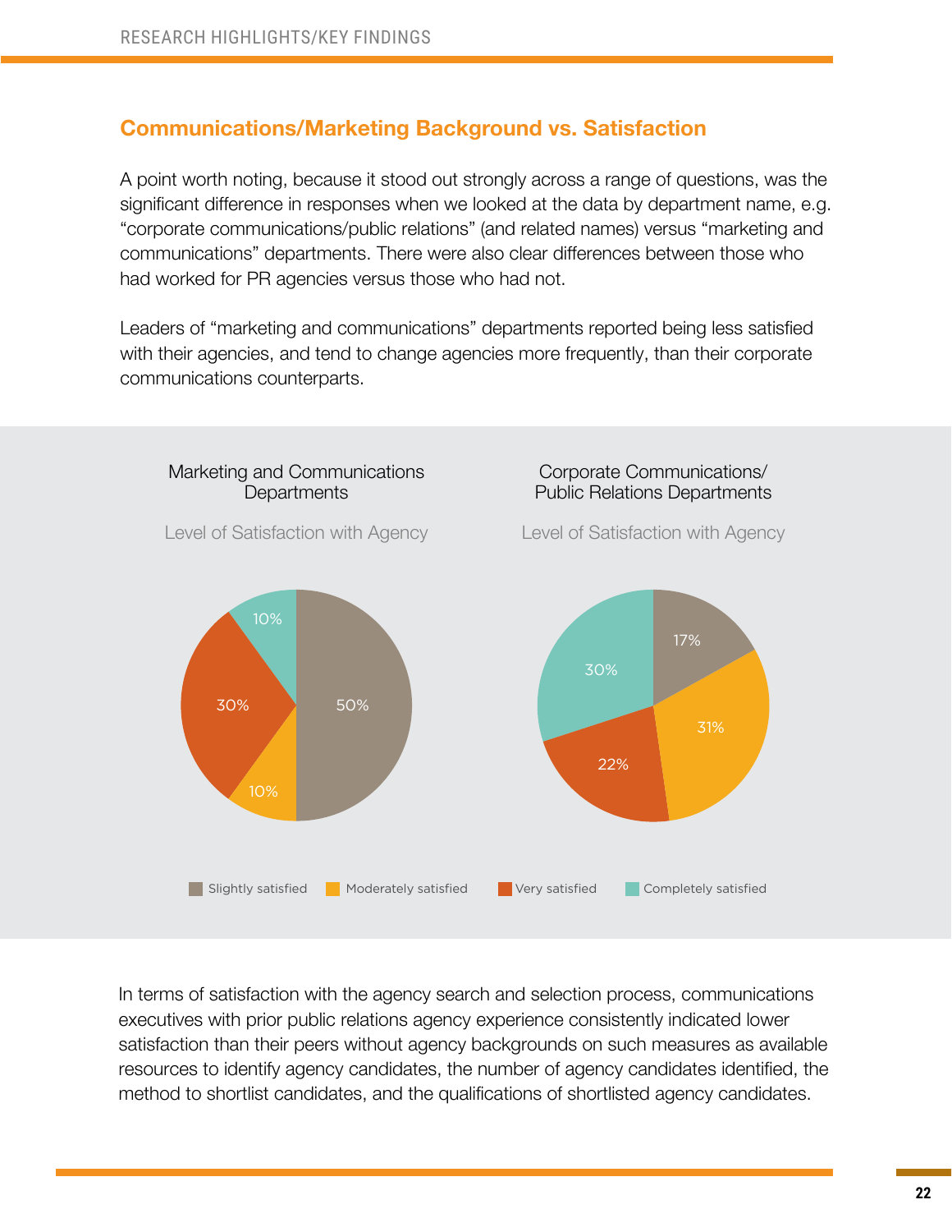## Communications/Marketing Background vs. Satisfaction

A point worth noting, because it stood out strongly across a range of questions, was the significant difference in responses when we looked at the data by department name, e.g. "corporate communications/public relations" (and related names) versus "marketing and communications" departments. There were also clear differences between those who had worked for PR agencies versus those who had not.

Leaders of "marketing and communications" departments reported being less satisfied with their agencies, and tend to change agencies more frequently, than their corporate communications counterparts.

Marketing and Communications Departments

Level of Satisfaction with Agency

| Level of Satisfaction | Percentage |
|---|---|
| Slightly satisfied | 50% |
| Moderately satisfied | 10% |
| Very satisfied | 30% |
| Completely satisfied | 10% |

Corporate Communications/ Public Relations Departments

Level of Satisfaction with Agency

| Level of Satisfaction | Percentage |
|---|---|
| Slightly satisfied | 17% |
| Moderately satisfied | 31% |
| Very satisfied | 22% |
| Completely satisfied | 30% |

In terms of satisfaction with the agency search and selection process, communications executives with prior public relations agency experience consistently indicated lower satisfaction than their peers without agency backgrounds on such measures as available resources to identify agency candidates, the number of agency candidates identified, the method to shortlist candidates, and the qualifications of shortlisted agency candidates.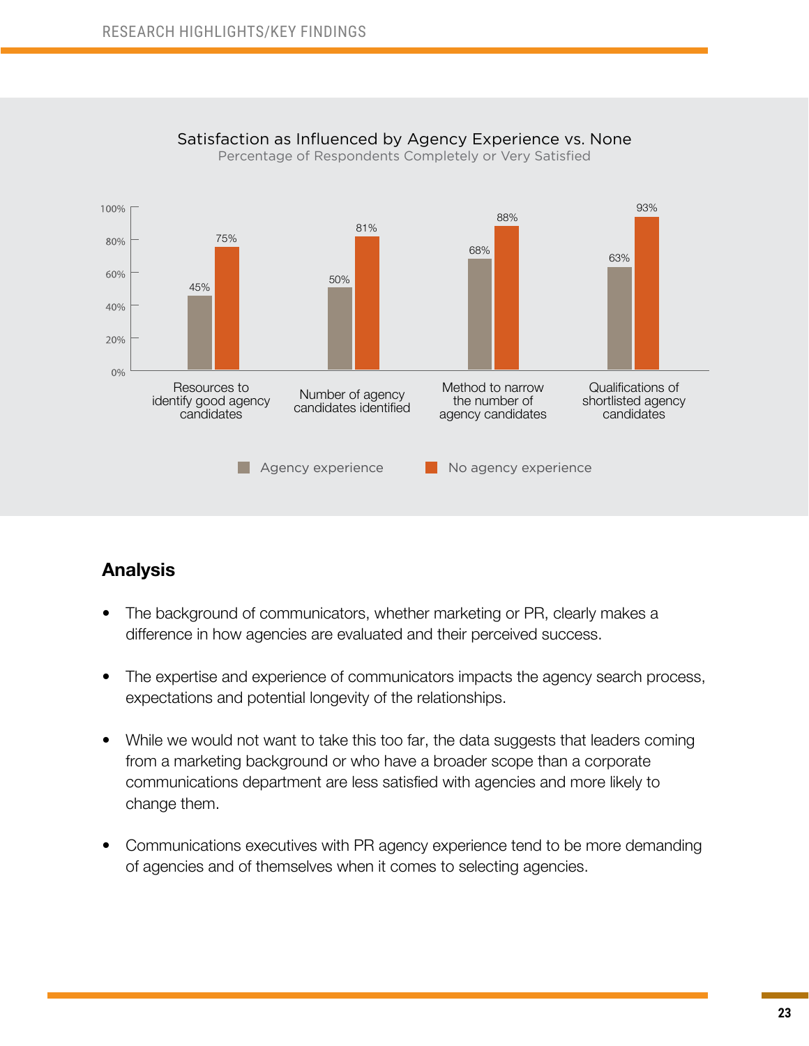## Satisfaction as Influenced by Agency Experience vs. None

Percentage of Respondents Completely or Very Satisfied

| | Agency experience | No agency experience |
|---|---|---|
| Resources to identify good agency candidates | 45% | 75% |
| Number of agency candidates identified | 50% | 81% |
| Method to narrow the number of agency candidates | 68% | 88% |
| Qualifications of shortlisted agency candidates | 63% | 93% |

## Analysis

- The background of communicators, whether marketing or PR, clearly makes a difference in how agencies are evaluated and their perceived success.
- The expertise and experience of communicators impacts the agency search process, expectations and potential longevity of the relationships.
- While we would not want to take this too far, the data suggests that leaders coming from a marketing background or who have a broader scope than a corporate communications department are less satisfied with agencies and more likely to change them.
- Communications executives with PR agency experience tend to be more demanding of agencies and of themselves when it comes to selecting agencies.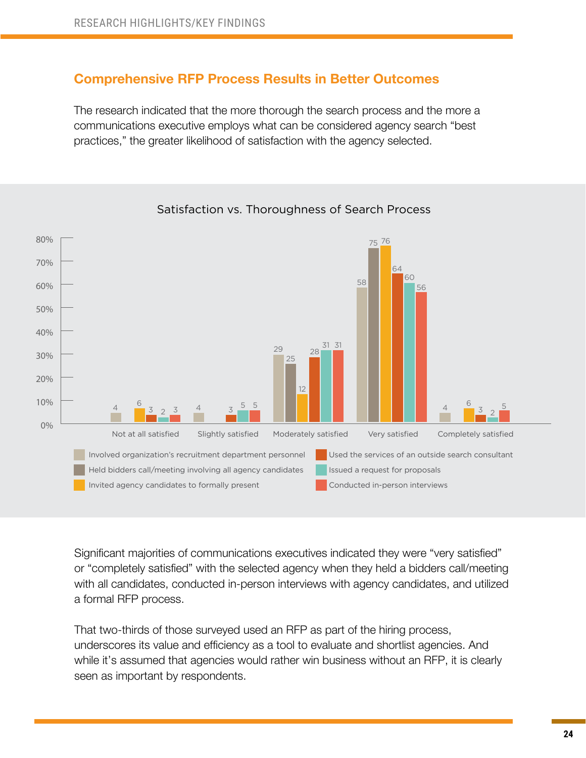## Comprehensive RFP Process Results in Better Outcomes

The research indicated that the more thorough the search process and the more a communications executive employs what can be considered agency search "best practices," the greater likelihood of satisfaction with the agency selected.

### Satisfaction vs. Thoroughness of Search Process

| | Not at all satisfied | Slightly satisfied | Moderately satisfied | Very satisfied | Completely satisfied |
|---|---|---|---|---|---|
| Involved organization's recruitment department personnel | 4 | 4 | 29 | 58 | 4 |
| Held bidders call/meeting involving all agency candidates | | | 25 | 75 | |
| Invited agency candidates to formally present | 6 | | 12 | 76 | 6 |
| Used the services of an outside search consultant | 3 | 3 | 28 | 64 | 3 |
| Issued a request for proposals | 2 | 5 | 31 | 60 | 2 |
| Conducted in-person interviews | 3 | 5 | 31 | 56 | 5 |

Significant majorities of communications executives indicated they were "very satisfied" or "completely satisfied" with the selected agency when they held a bidders call/meeting with all candidates, conducted in-person interviews with agency candidates, and utilized a formal RFP process.

That two-thirds of those surveyed used an RFP as part of the hiring process, underscores its value and efficiency as a tool to evaluate and shortlist agencies. And while it's assumed that agencies would rather win business without an RFP, it is clearly seen as important by respondents.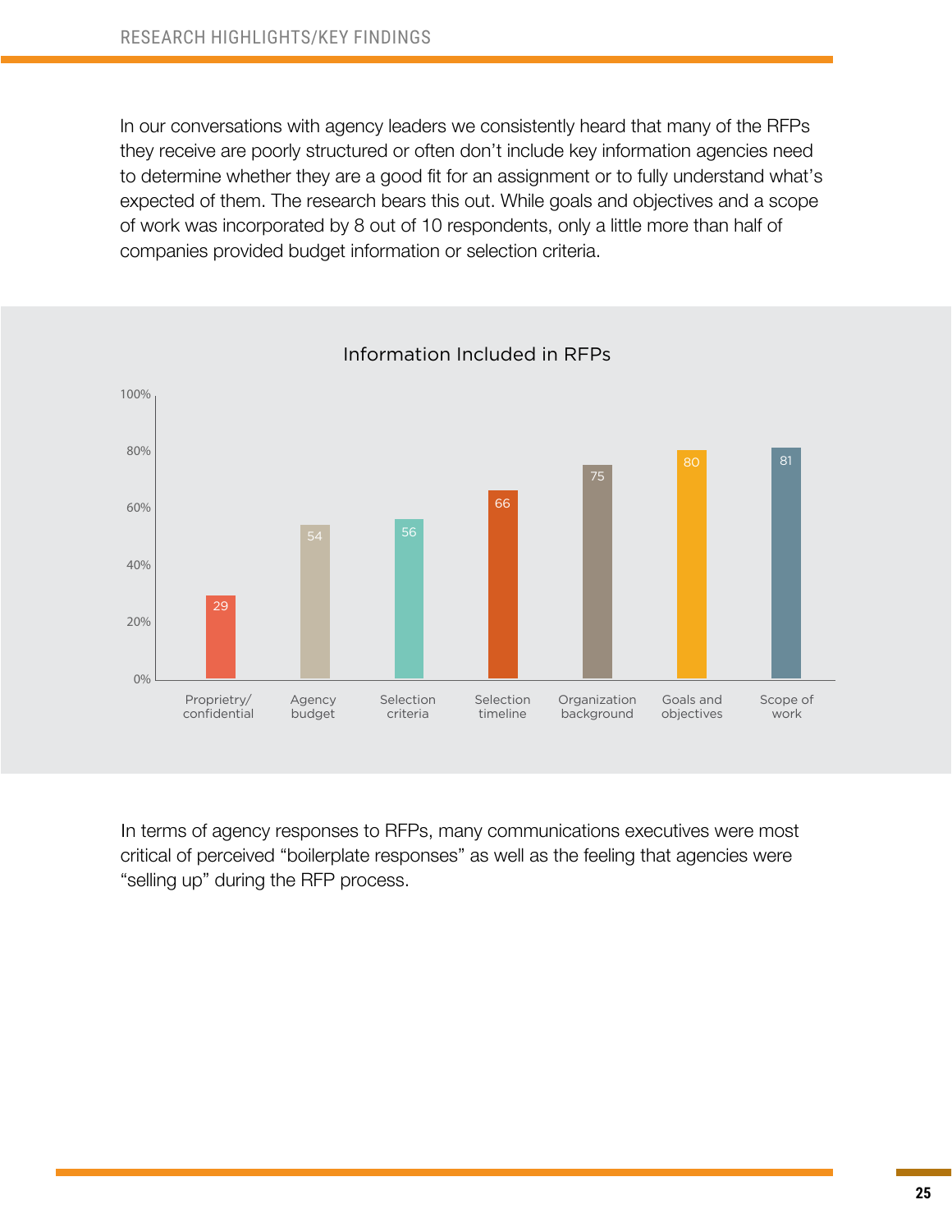In our conversations with agency leaders we consistently heard that many of the RFPs they receive are poorly structured or often don't include key information agencies need to determine whether they are a good fit for an assignment or to fully understand what's expected of them. The research bears this out. While goals and objectives and a scope of work was incorporated by 8 out of 10 respondents, only a little more than half of companies provided budget information or selection criteria.

**Information Included in RFPs**

| Information | % |
|---|---|
| Proprietry/confidential | 29 |
| Agency budget | 54 |
| Selection criteria | 56 |
| Selection timeline | 66 |
| Organization background | 75 |
| Goals and objectives | 80 |
| Scope of work | 81 |

In terms of agency responses to RFPs, many communications executives were most critical of perceived "boilerplate responses" as well as the feeling that agencies were "selling up" during the RFP process.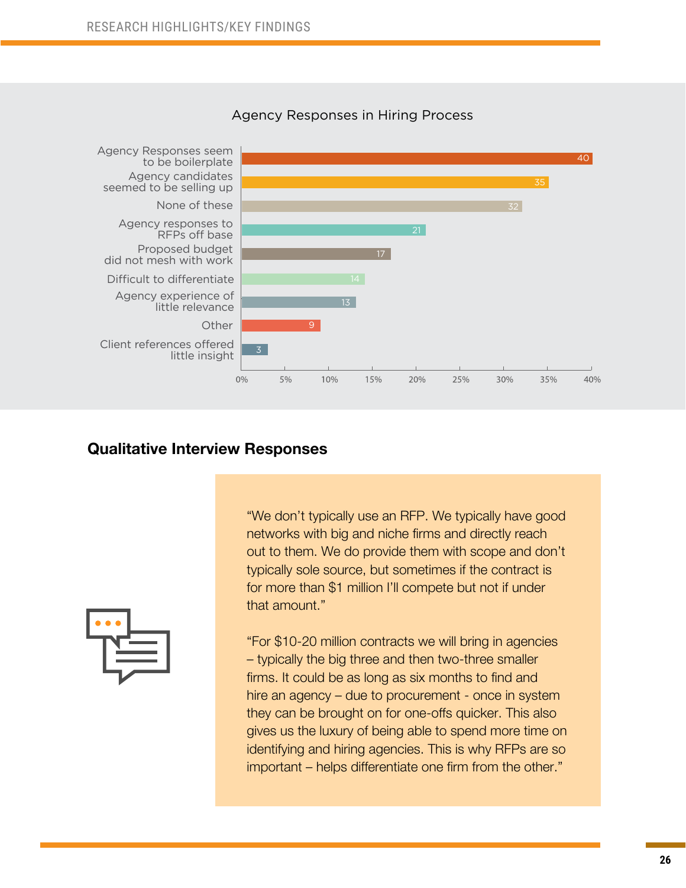Agency Responses in Hiring Process

| Response | % |
|---|---|
| Agency Responses seem to be boilerplate | 40 |
| Agency candidates seemed to be selling up | 35 |
| None of these | 32 |
| Agency responses to RFPs off base | 21 |
| Proposed budget did not mesh with work | 17 |
| Difficult to differentiate | 14 |
| Agency experience of little relevance | 13 |
| Other | 9 |
| Client references offered little insight | 3 |

## Qualitative Interview Responses

"We don't typically use an RFP. We typically have good networks with big and niche firms and directly reach out to them. We do provide them with scope and don't typically sole source, but sometimes if the contract is for more than $1 million I'll compete but not if under that amount."

"For $10-20 million contracts we will bring in agencies – typically the big three and then two-three smaller firms. It could be as long as six months to find and hire an agency – due to procurement - once in system they can be brought on for one-offs quicker. This also gives us the luxury of being able to spend more time on identifying and hiring agencies. This is why RFPs are so important – helps differentiate one firm from the other."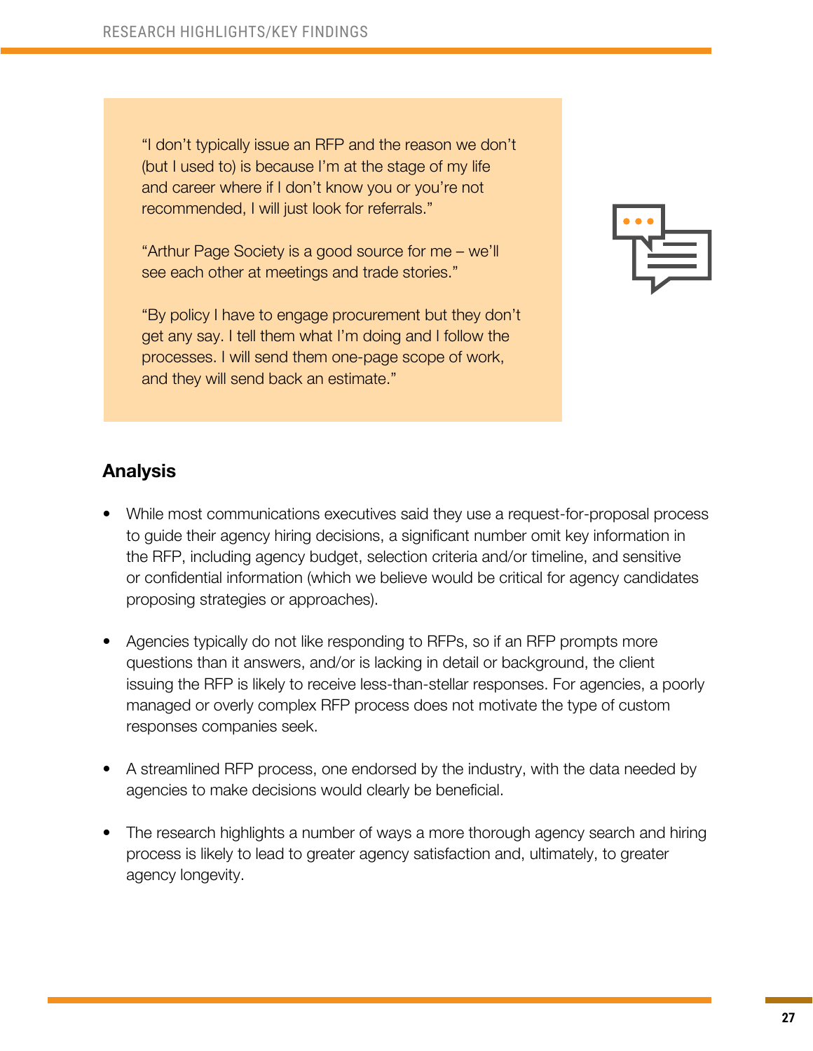"I don't typically issue an RFP and the reason we don't (but I used to) is because I'm at the stage of my life and career where if I don't know you or you're not recommended, I will just look for referrals."

"Arthur Page Society is a good source for me – we'll see each other at meetings and trade stories."

"By policy I have to engage procurement but they don't get any say. I tell them what I'm doing and I follow the processes. I will send them one-page scope of work, and they will send back an estimate."

## Analysis

- While most communications executives said they use a request-for-proposal process to guide their agency hiring decisions, a significant number omit key information in the RFP, including agency budget, selection criteria and/or timeline, and sensitive or confidential information (which we believe would be critical for agency candidates proposing strategies or approaches).

- Agencies typically do not like responding to RFPs, so if an RFP prompts more questions than it answers, and/or is lacking in detail or background, the client issuing the RFP is likely to receive less-than-stellar responses. For agencies, a poorly managed or overly complex RFP process does not motivate the type of custom responses companies seek.

- A streamlined RFP process, one endorsed by the industry, with the data needed by agencies to make decisions would clearly be beneficial.

- The research highlights a number of ways a more thorough agency search and hiring process is likely to lead to greater agency satisfaction and, ultimately, to greater agency longevity.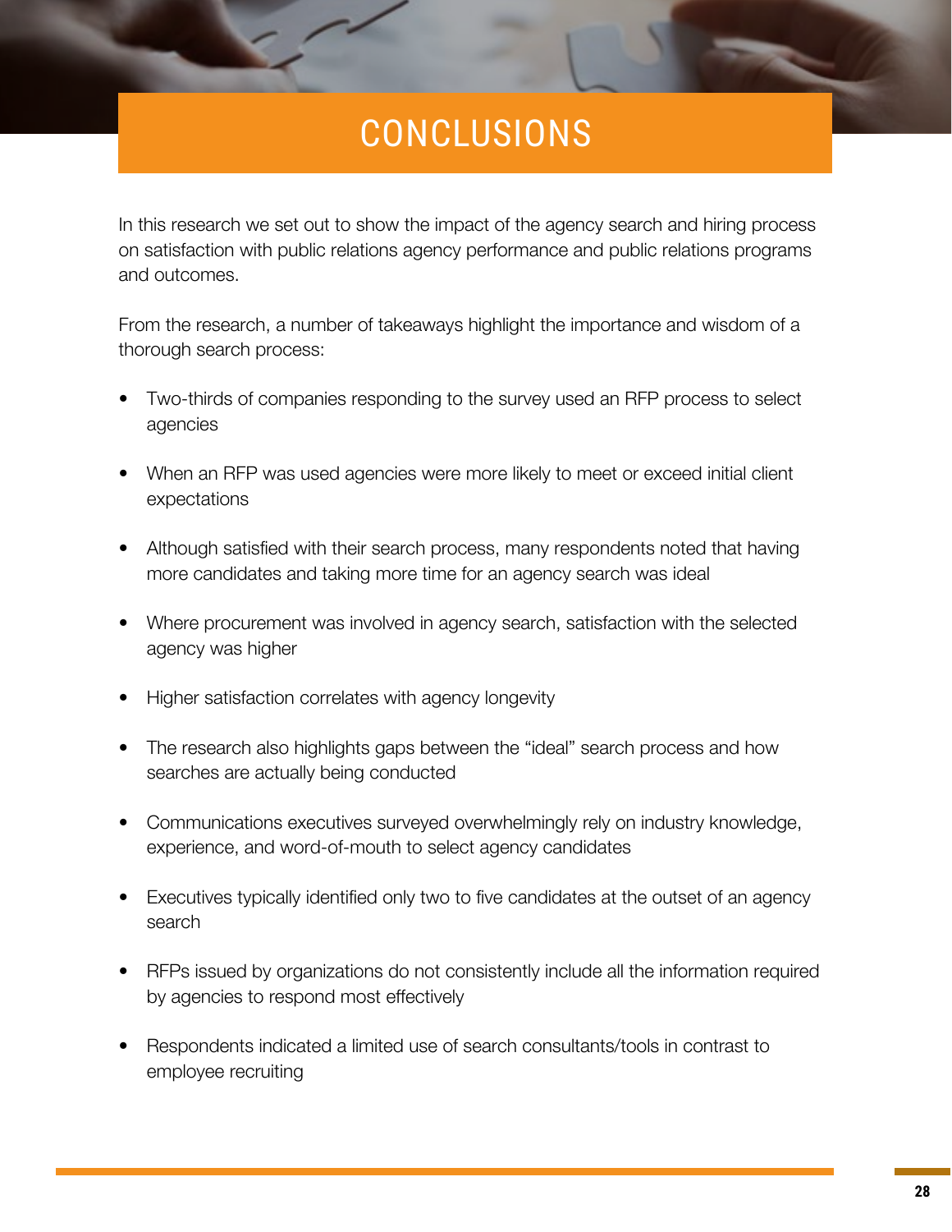# CONCLUSIONS

In this research we set out to show the impact of the agency search and hiring process on satisfaction with public relations agency performance and public relations programs and outcomes.

From the research, a number of takeaways highlight the importance and wisdom of a thorough search process:

- Two-thirds of companies responding to the survey used an RFP process to select agencies
- When an RFP was used agencies were more likely to meet or exceed initial client expectations
- Although satisfied with their search process, many respondents noted that having more candidates and taking more time for an agency search was ideal
- Where procurement was involved in agency search, satisfaction with the selected agency was higher
- Higher satisfaction correlates with agency longevity
- The research also highlights gaps between the "ideal" search process and how searches are actually being conducted
- Communications executives surveyed overwhelmingly rely on industry knowledge, experience, and word-of-mouth to select agency candidates
- Executives typically identified only two to five candidates at the outset of an agency search
- RFPs issued by organizations do not consistently include all the information required by agencies to respond most effectively
- Respondents indicated a limited use of search consultants/tools in contrast to employee recruiting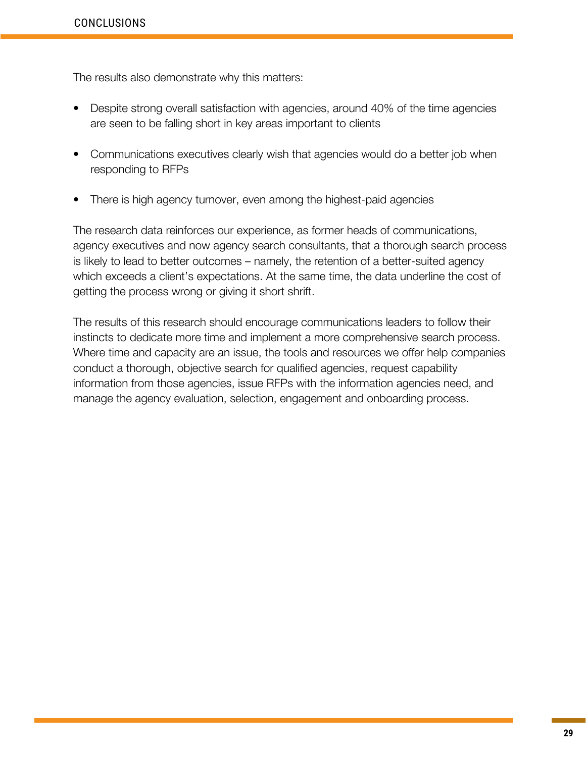The results also demonstrate why this matters:

- Despite strong overall satisfaction with agencies, around 40% of the time agencies are seen to be falling short in key areas important to clients
- Communications executives clearly wish that agencies would do a better job when responding to RFPs
- There is high agency turnover, even among the highest-paid agencies

The research data reinforces our experience, as former heads of communications, agency executives and now agency search consultants, that a thorough search process is likely to lead to better outcomes – namely, the retention of a better-suited agency which exceeds a client's expectations. At the same time, the data underline the cost of getting the process wrong or giving it short shrift.

The results of this research should encourage communications leaders to follow their instincts to dedicate more time and implement a more comprehensive search process. Where time and capacity are an issue, the tools and resources we offer help companies conduct a thorough, objective search for qualified agencies, request capability information from those agencies, issue RFPs with the information agencies need, and manage the agency evaluation, selection, engagement and onboarding process.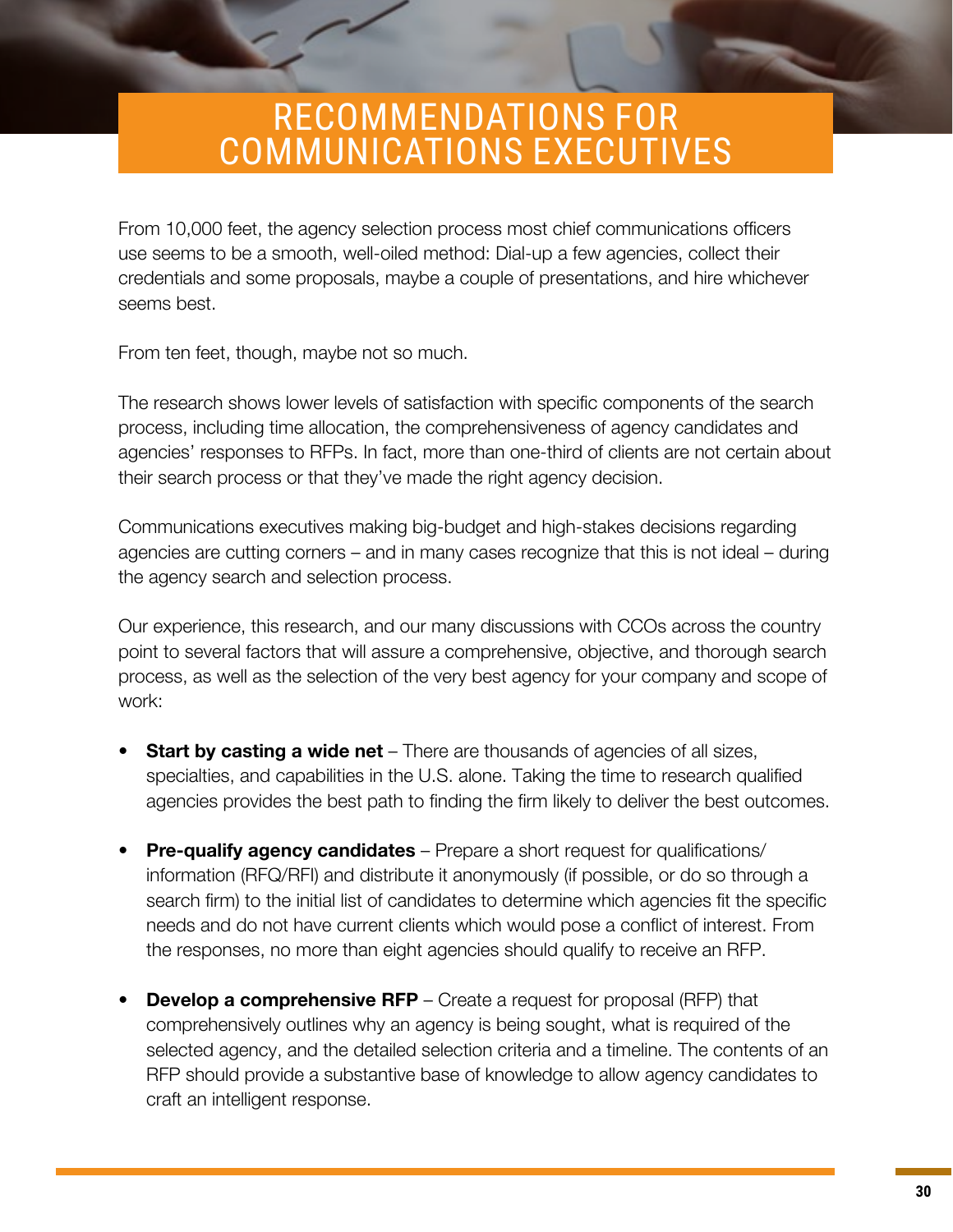# RECOMMENDATIONS FOR COMMUNICATIONS EXECUTIVES

From 10,000 feet, the agency selection process most chief communications officers use seems to be a smooth, well-oiled method: Dial-up a few agencies, collect their credentials and some proposals, maybe a couple of presentations, and hire whichever seems best.

From ten feet, though, maybe not so much.

The research shows lower levels of satisfaction with specific components of the search process, including time allocation, the comprehensiveness of agency candidates and agencies' responses to RFPs. In fact, more than one-third of clients are not certain about their search process or that they've made the right agency decision.

Communications executives making big-budget and high-stakes decisions regarding agencies are cutting corners – and in many cases recognize that this is not ideal – during the agency search and selection process.

Our experience, this research, and our many discussions with CCOs across the country point to several factors that will assure a comprehensive, objective, and thorough search process, as well as the selection of the very best agency for your company and scope of work:

- **Start by casting a wide net** – There are thousands of agencies of all sizes, specialties, and capabilities in the U.S. alone. Taking the time to research qualified agencies provides the best path to finding the firm likely to deliver the best outcomes.
- **Pre-qualify agency candidates** – Prepare a short request for qualifications/information (RFQ/RFI) and distribute it anonymously (if possible, or do so through a search firm) to the initial list of candidates to determine which agencies fit the specific needs and do not have current clients which would pose a conflict of interest. From the responses, no more than eight agencies should qualify to receive an RFP.
- **Develop a comprehensive RFP** – Create a request for proposal (RFP) that comprehensively outlines why an agency is being sought, what is required of the selected agency, and the detailed selection criteria and a timeline. The contents of an RFP should provide a substantive base of knowledge to allow agency candidates to craft an intelligent response.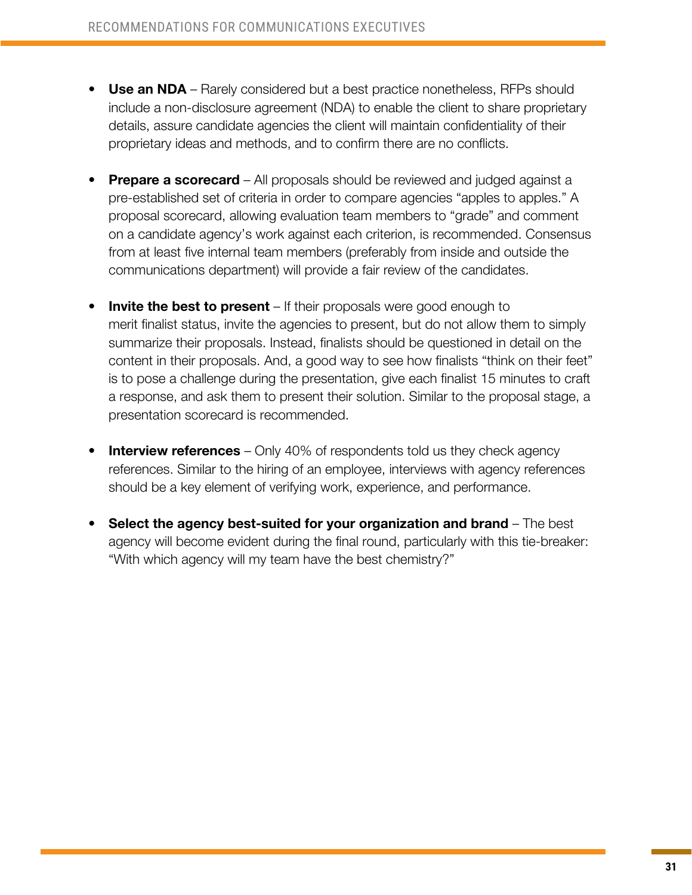- **Use an NDA** – Rarely considered but a best practice nonetheless, RFPs should include a non-disclosure agreement (NDA) to enable the client to share proprietary details, assure candidate agencies the client will maintain confidentiality of their proprietary ideas and methods, and to confirm there are no conflicts.

- **Prepare a scorecard** – All proposals should be reviewed and judged against a pre-established set of criteria in order to compare agencies "apples to apples." A proposal scorecard, allowing evaluation team members to "grade" and comment on a candidate agency's work against each criterion, is recommended. Consensus from at least five internal team members (preferably from inside and outside the communications department) will provide a fair review of the candidates.

- **Invite the best to present** – If their proposals were good enough to merit finalist status, invite the agencies to present, but do not allow them to simply summarize their proposals. Instead, finalists should be questioned in detail on the content in their proposals. And, a good way to see how finalists "think on their feet" is to pose a challenge during the presentation, give each finalist 15 minutes to craft a response, and ask them to present their solution. Similar to the proposal stage, a presentation scorecard is recommended.

- **Interview references** – Only 40% of respondents told us they check agency references. Similar to the hiring of an employee, interviews with agency references should be a key element of verifying work, experience, and performance.

- **Select the agency best-suited for your organization and brand** – The best agency will become evident during the final round, particularly with this tie-breaker: "With which agency will my team have the best chemistry?"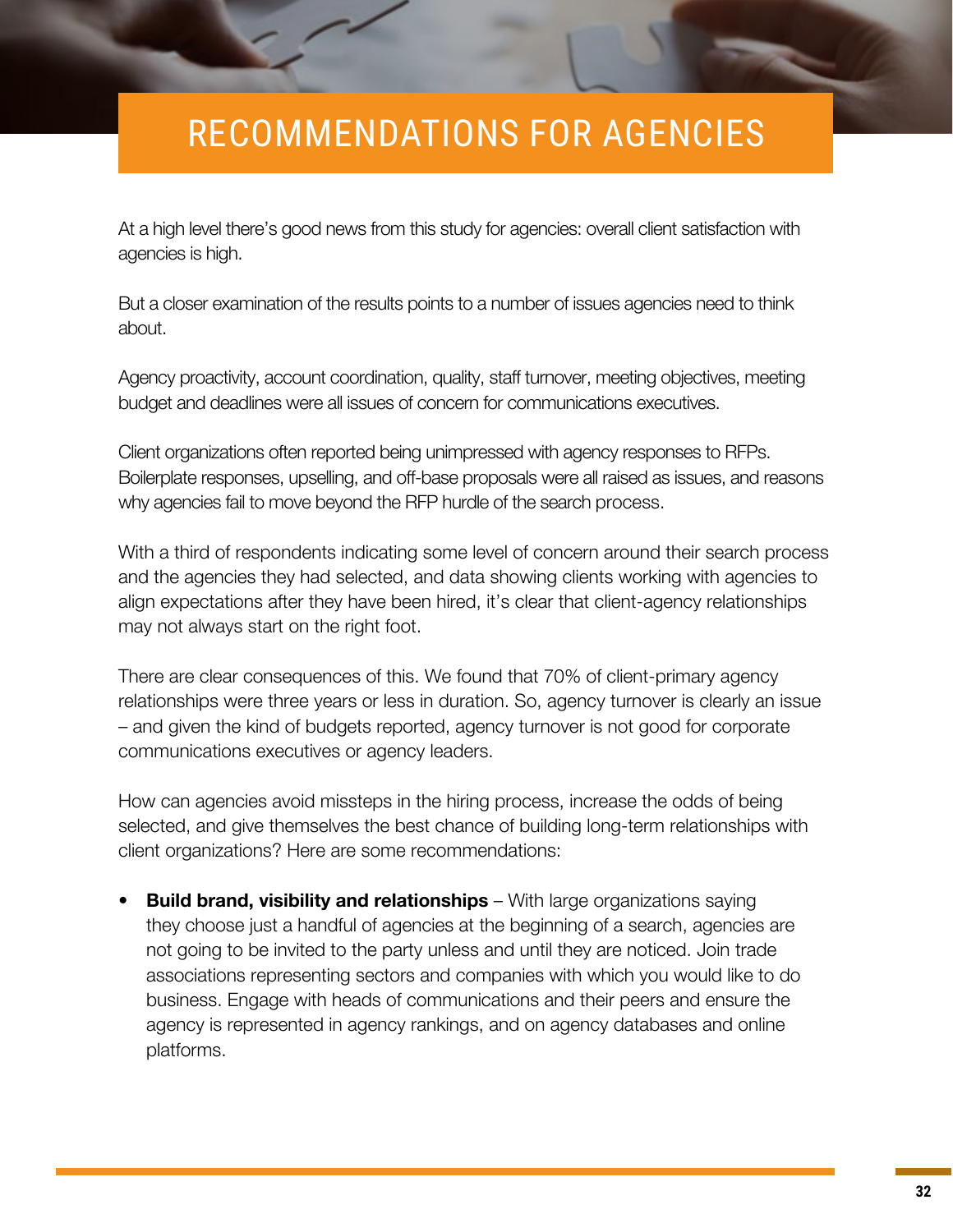# RECOMMENDATIONS FOR AGENCIES

At a high level there's good news from this study for agencies: overall client satisfaction with agencies is high.

But a closer examination of the results points to a number of issues agencies need to think about.

Agency proactivity, account coordination, quality, staff turnover, meeting objectives, meeting budget and deadlines were all issues of concern for communications executives.

Client organizations often reported being unimpressed with agency responses to RFPs. Boilerplate responses, upselling, and off-base proposals were all raised as issues, and reasons why agencies fail to move beyond the RFP hurdle of the search process.

With a third of respondents indicating some level of concern around their search process and the agencies they had selected, and data showing clients working with agencies to align expectations after they have been hired, it's clear that client-agency relationships may not always start on the right foot.

There are clear consequences of this. We found that 70% of client-primary agency relationships were three years or less in duration. So, agency turnover is clearly an issue – and given the kind of budgets reported, agency turnover is not good for corporate communications executives or agency leaders.

How can agencies avoid missteps in the hiring process, increase the odds of being selected, and give themselves the best chance of building long-term relationships with client organizations? Here are some recommendations:

- **Build brand, visibility and relationships** – With large organizations saying they choose just a handful of agencies at the beginning of a search, agencies are not going to be invited to the party unless and until they are noticed. Join trade associations representing sectors and companies with which you would like to do business. Engage with heads of communications and their peers and ensure the agency is represented in agency rankings, and on agency databases and online platforms.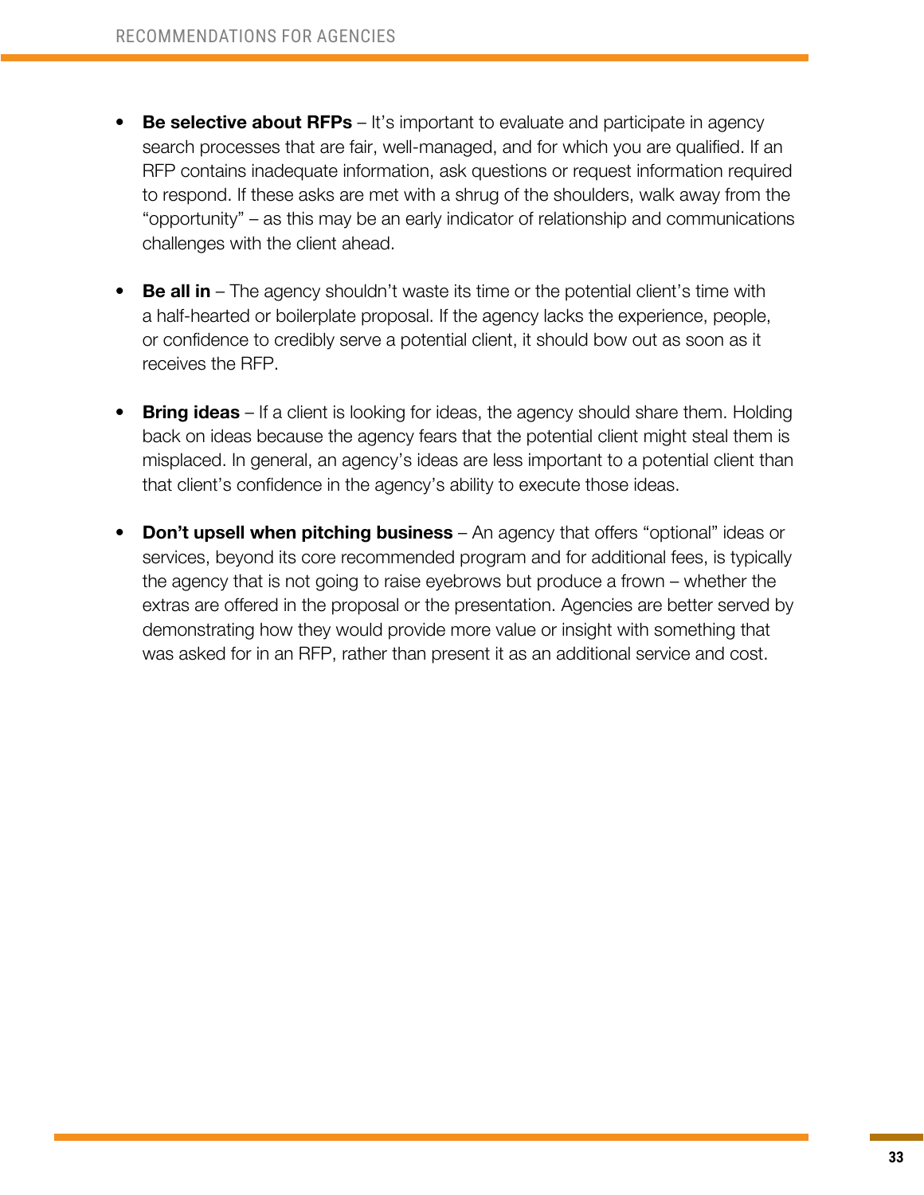- **Be selective about RFPs** – It's important to evaluate and participate in agency search processes that are fair, well-managed, and for which you are qualified. If an RFP contains inadequate information, ask questions or request information required to respond. If these asks are met with a shrug of the shoulders, walk away from the "opportunity" – as this may be an early indicator of relationship and communications challenges with the client ahead.

- **Be all in** – The agency shouldn't waste its time or the potential client's time with a half-hearted or boilerplate proposal. If the agency lacks the experience, people, or confidence to credibly serve a potential client, it should bow out as soon as it receives the RFP.

- **Bring ideas** – If a client is looking for ideas, the agency should share them. Holding back on ideas because the agency fears that the potential client might steal them is misplaced. In general, an agency's ideas are less important to a potential client than that client's confidence in the agency's ability to execute those ideas.

- **Don't upsell when pitching business** – An agency that offers "optional" ideas or services, beyond its core recommended program and for additional fees, is typically the agency that is not going to raise eyebrows but produce a frown – whether the extras are offered in the proposal or the presentation. Agencies are better served by demonstrating how they would provide more value or insight with something that was asked for in an RFP, rather than present it as an additional service and cost.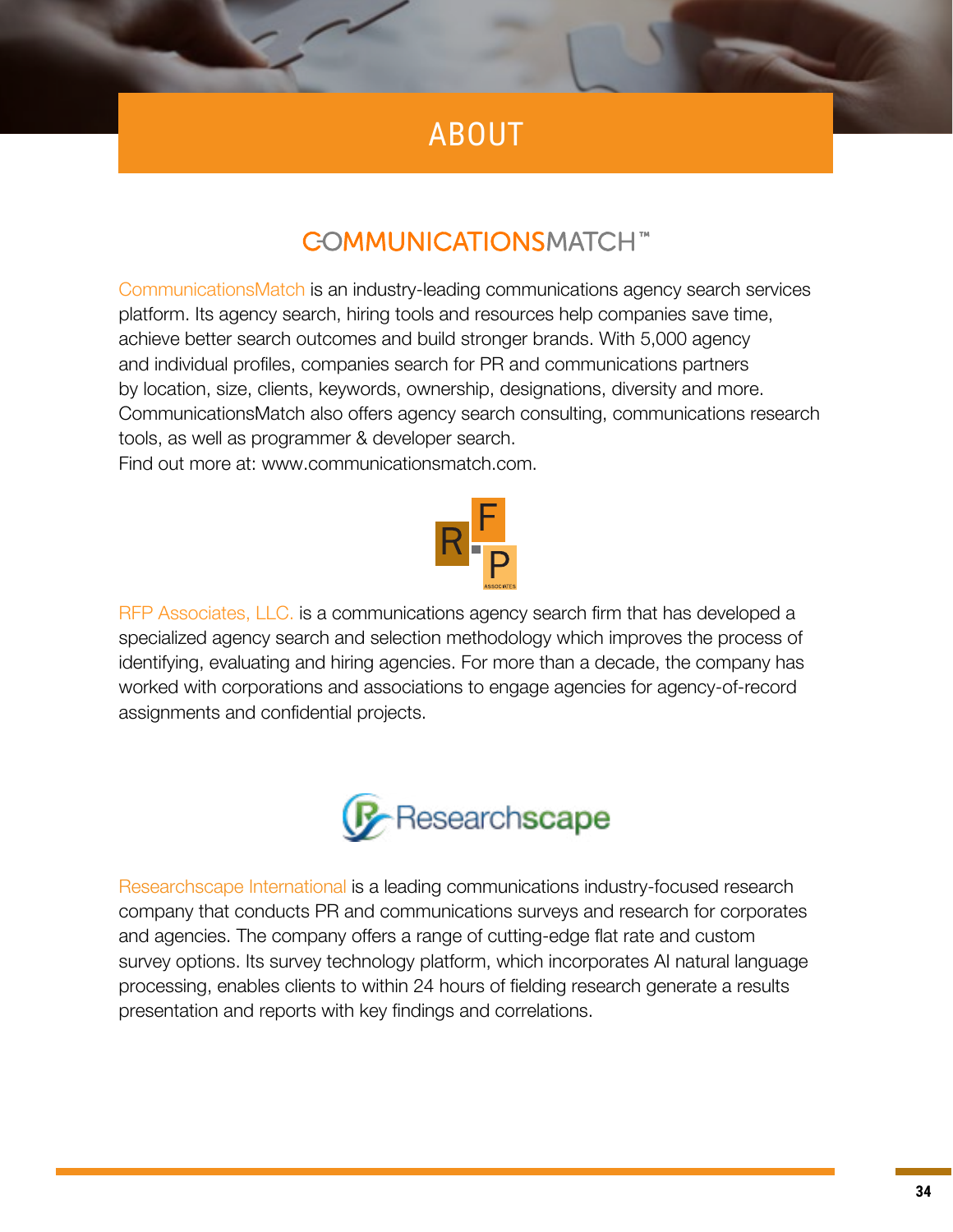# ABOUT

## COMMUNICATIONSMATCH™

CommunicationsMatch is an industry-leading communications agency search services platform. Its agency search, hiring tools and resources help companies save time, achieve better search outcomes and build stronger brands. With 5,000 agency and individual profiles, companies search for PR and communications partners by location, size, clients, keywords, ownership, designations, diversity and more. CommunicationsMatch also offers agency search consulting, communications research tools, as well as programmer & developer search.
Find out more at: www.communicationsmatch.com.

RFP Associates, LLC. is a communications agency search firm that has developed a specialized agency search and selection methodology which improves the process of identifying, evaluating and hiring agencies. For more than a decade, the company has worked with corporations and associations to engage agencies for agency-of-record assignments and confidential projects.

Researchscape International is a leading communications industry-focused research company that conducts PR and communications surveys and research for corporates and agencies. The company offers a range of cutting-edge flat rate and custom survey options. Its survey technology platform, which incorporates AI natural language processing, enables clients to within 24 hours of fielding research generate a results presentation and reports with key findings and correlations.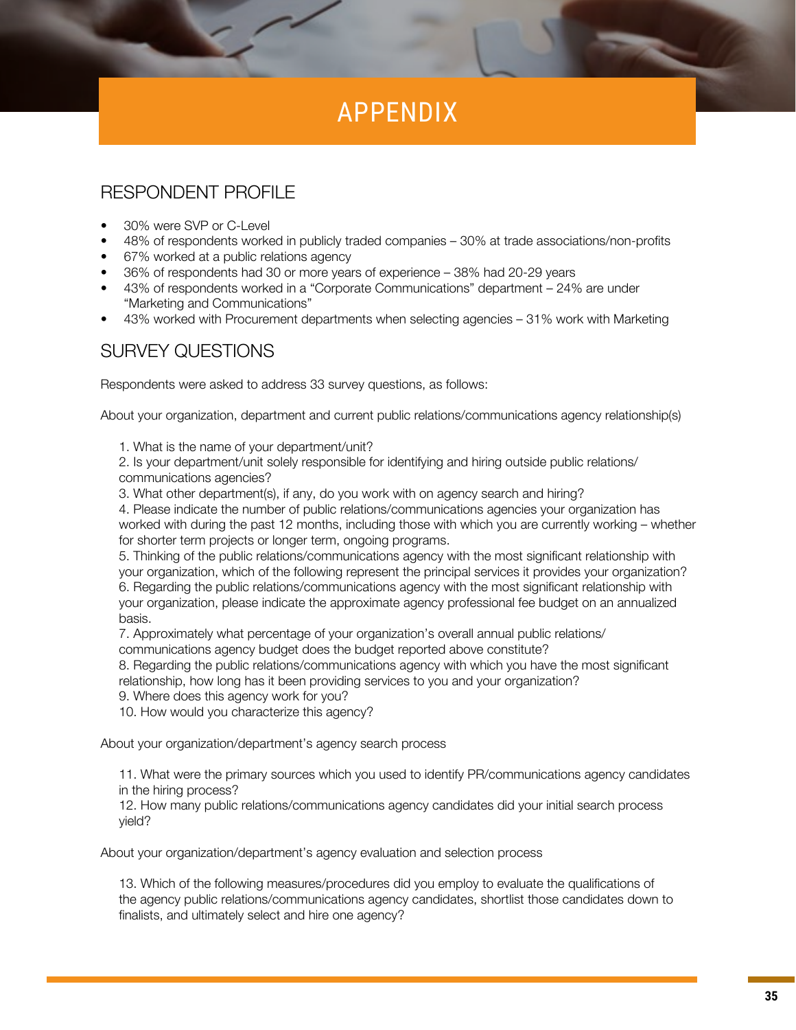# APPENDIX

## RESPONDENT PROFILE

- 30% were SVP or C-Level
- 48% of respondents worked in publicly traded companies – 30% at trade associations/non-profits
- 67% worked at a public relations agency
- 36% of respondents had 30 or more years of experience – 38% had 20-29 years
- 43% of respondents worked in a "Corporate Communications" department – 24% are under "Marketing and Communications"
- 43% worked with Procurement departments when selecting agencies – 31% work with Marketing

## SURVEY QUESTIONS

Respondents were asked to address 33 survey questions, as follows:

About your organization, department and current public relations/communications agency relationship(s)

1. What is the name of your department/unit?
2. Is your department/unit solely responsible for identifying and hiring outside public relations/communications agencies?
3. What other department(s), if any, do you work with on agency search and hiring?
4. Please indicate the number of public relations/communications agencies your organization has worked with during the past 12 months, including those with which you are currently working – whether for shorter term projects or longer term, ongoing programs.
5. Thinking of the public relations/communications agency with the most significant relationship with your organization, which of the following represent the principal services it provides your organization?
6. Regarding the public relations/communications agency with the most significant relationship with your organization, please indicate the approximate agency professional fee budget on an annualized basis.
7. Approximately what percentage of your organization's overall annual public relations/communications agency budget does the budget reported above constitute?
8. Regarding the public relations/communications agency with which you have the most significant relationship, how long has it been providing services to you and your organization?
9. Where does this agency work for you?
10. How would you characterize this agency?

About your organization/department's agency search process

11. What were the primary sources which you used to identify PR/communications agency candidates in the hiring process?
12. How many public relations/communications agency candidates did your initial search process yield?

About your organization/department's agency evaluation and selection process

13. Which of the following measures/procedures did you employ to evaluate the qualifications of the agency public relations/communications agency candidates, shortlist those candidates down to finalists, and ultimately select and hire one agency?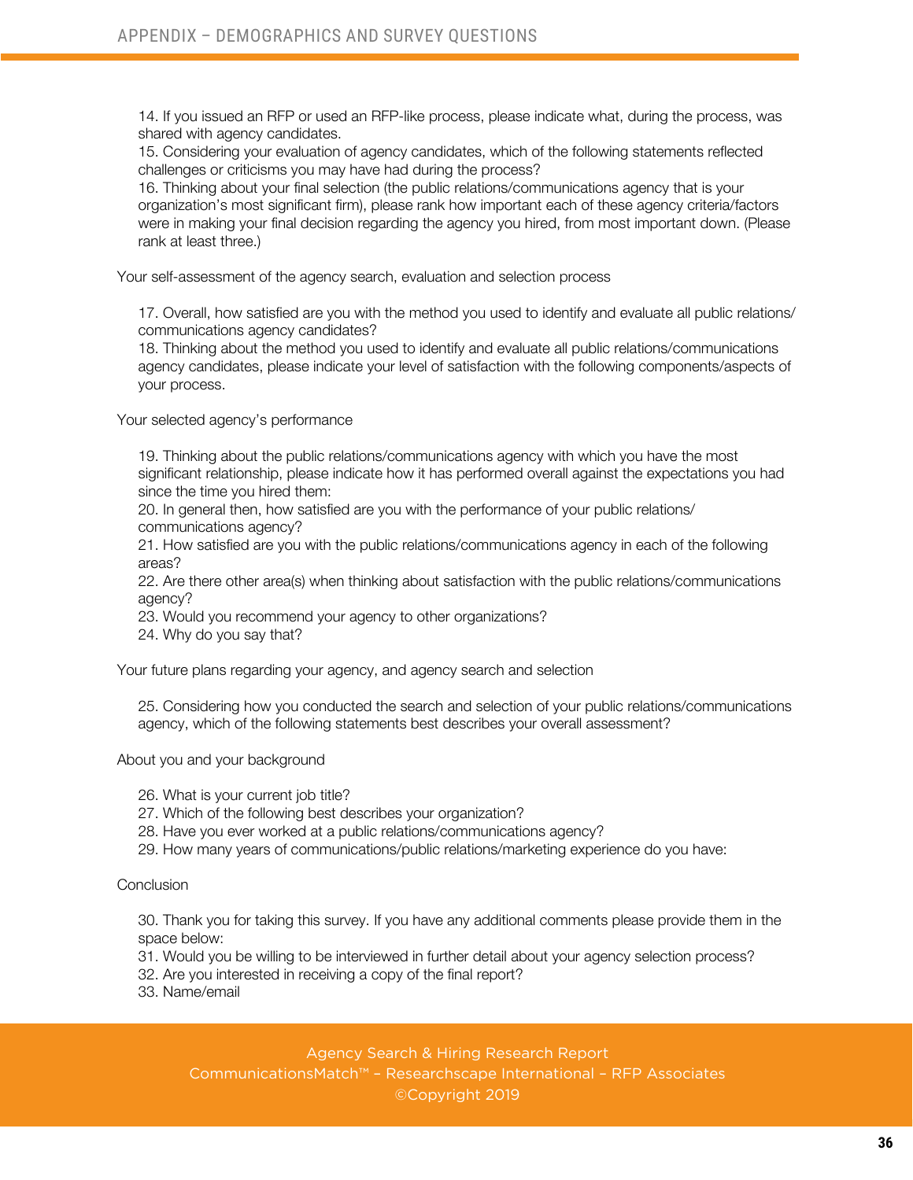14. If you issued an RFP or used an RFP-like process, please indicate what, during the process, was shared with agency candidates.
15. Considering your evaluation of agency candidates, which of the following statements reflected challenges or criticisms you may have had during the process?
16. Thinking about your final selection (the public relations/communications agency that is your organization's most significant firm), please rank how important each of these agency criteria/factors were in making your final decision regarding the agency you hired, from most important down. (Please rank at least three.)

Your self-assessment of the agency search, evaluation and selection process

17. Overall, how satisfied are you with the method you used to identify and evaluate all public relations/communications agency candidates?
18. Thinking about the method you used to identify and evaluate all public relations/communications agency candidates, please indicate your level of satisfaction with the following components/aspects of your process.

Your selected agency's performance

19. Thinking about the public relations/communications agency with which you have the most significant relationship, please indicate how it has performed overall against the expectations you had since the time you hired them:
20. In general then, how satisfied are you with the performance of your public relations/communications agency?
21. How satisfied are you with the public relations/communications agency in each of the following areas?
22. Are there other area(s) when thinking about satisfaction with the public relations/communications agency?
23. Would you recommend your agency to other organizations?
24. Why do you say that?

Your future plans regarding your agency, and agency search and selection

25. Considering how you conducted the search and selection of your public relations/communications agency, which of the following statements best describes your overall assessment?

About you and your background

26. What is your current job title?
27. Which of the following best describes your organization?
28. Have you ever worked at a public relations/communications agency?
29. How many years of communications/public relations/marketing experience do you have:

Conclusion

30. Thank you for taking this survey. If you have any additional comments please provide them in the space below:
31. Would you be willing to be interviewed in further detail about your agency selection process?
32. Are you interested in receiving a copy of the final report?
33. Name/email